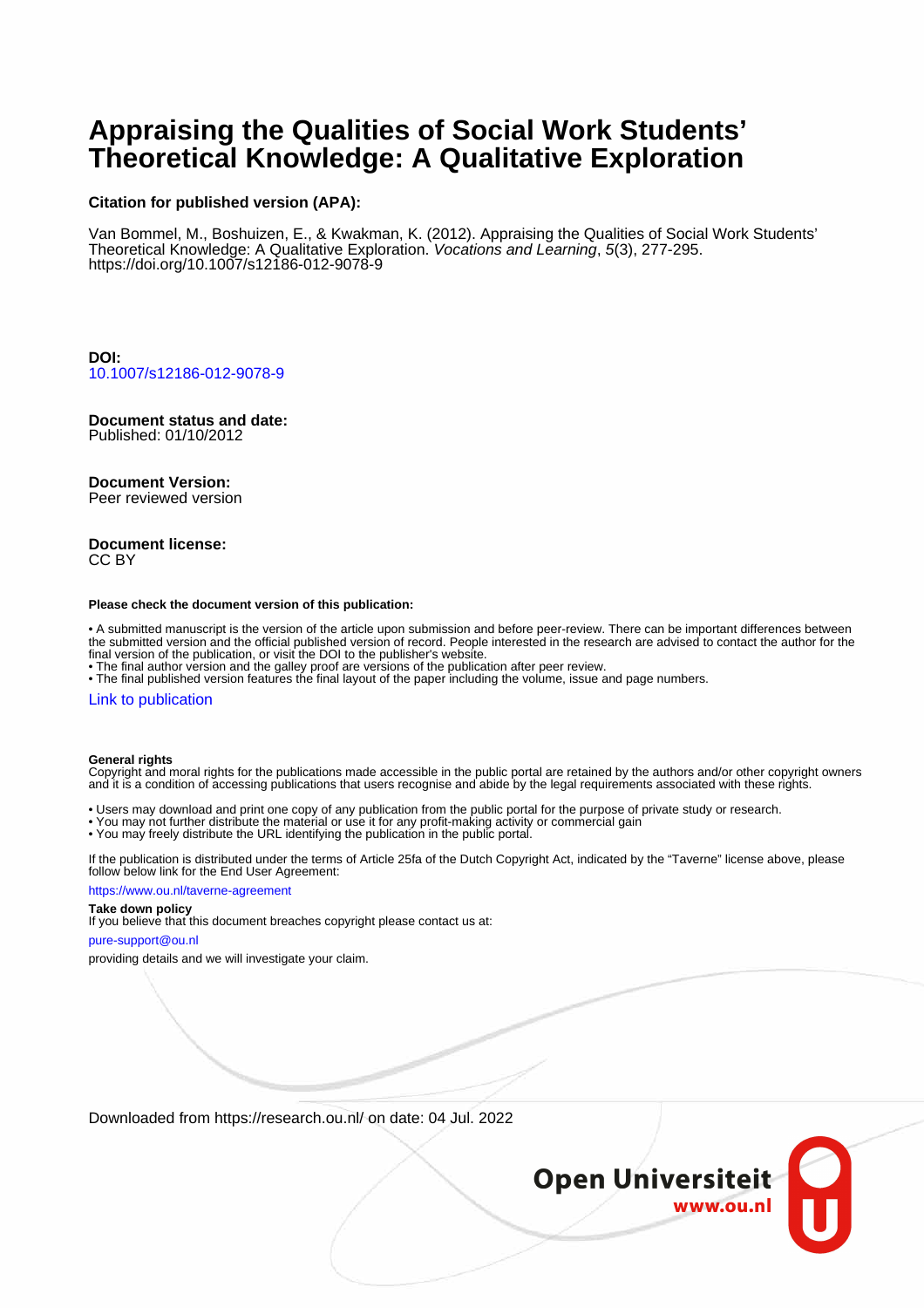# Appraising the Qualities of Social Work Students' Theoretical Knowledge: A Qualitative Exploration

**Citation for published version (APA):**

Van Bommel, M., Boshuizen, E., & Kwakman, K. (2012). Appraising the Qualities of Social Work Students' Theoretical Knowledge: A Qualitative Exploration. *Vocations and Learning*, *5*(3), 277-295. https://doi.org/10.1007/s12186-012-9078-9

**DOI:**
10.1007/s12186-012-9078-9

**Document status and date:**
Published: 01/10/2012

**Document Version:**
Peer reviewed version

**Document license:**
CC BY

**Please check the document version of this publication:**

• A submitted manuscript is the version of the article upon submission and before peer-review. There can be important differences between the submitted version and the official published version of record. People interested in the research are advised to contact the author for the final version of the publication, or visit the DOI to the publisher's website.
• The final author version and the galley proof are versions of the publication after peer review.
• The final published version features the final layout of the paper including the volume, issue and page numbers.

Link to publication

**General rights**
Copyright and moral rights for the publications made accessible in the public portal are retained by the authors and/or other copyright owners and it is a condition of accessing publications that users recognise and abide by the legal requirements associated with these rights.

• Users may download and print one copy of any publication from the public portal for the purpose of private study or research.
• You may not further distribute the material or use it for any profit-making activity or commercial gain
• You may freely distribute the URL identifying the publication in the public portal.

If the publication is distributed under the terms of Article 25fa of the Dutch Copyright Act, indicated by the "Taverne" license above, please follow below link for the End User Agreement:

https://www.ou.nl/taverne-agreement

**Take down policy**
If you believe that this document breaches copyright please contact us at:

pure-support@ou.nl

providing details and we will investigate your claim.

Downloaded from https://research.ou.nl/ on date: 04 Jul. 2022

Open Universiteit
www.ou.nl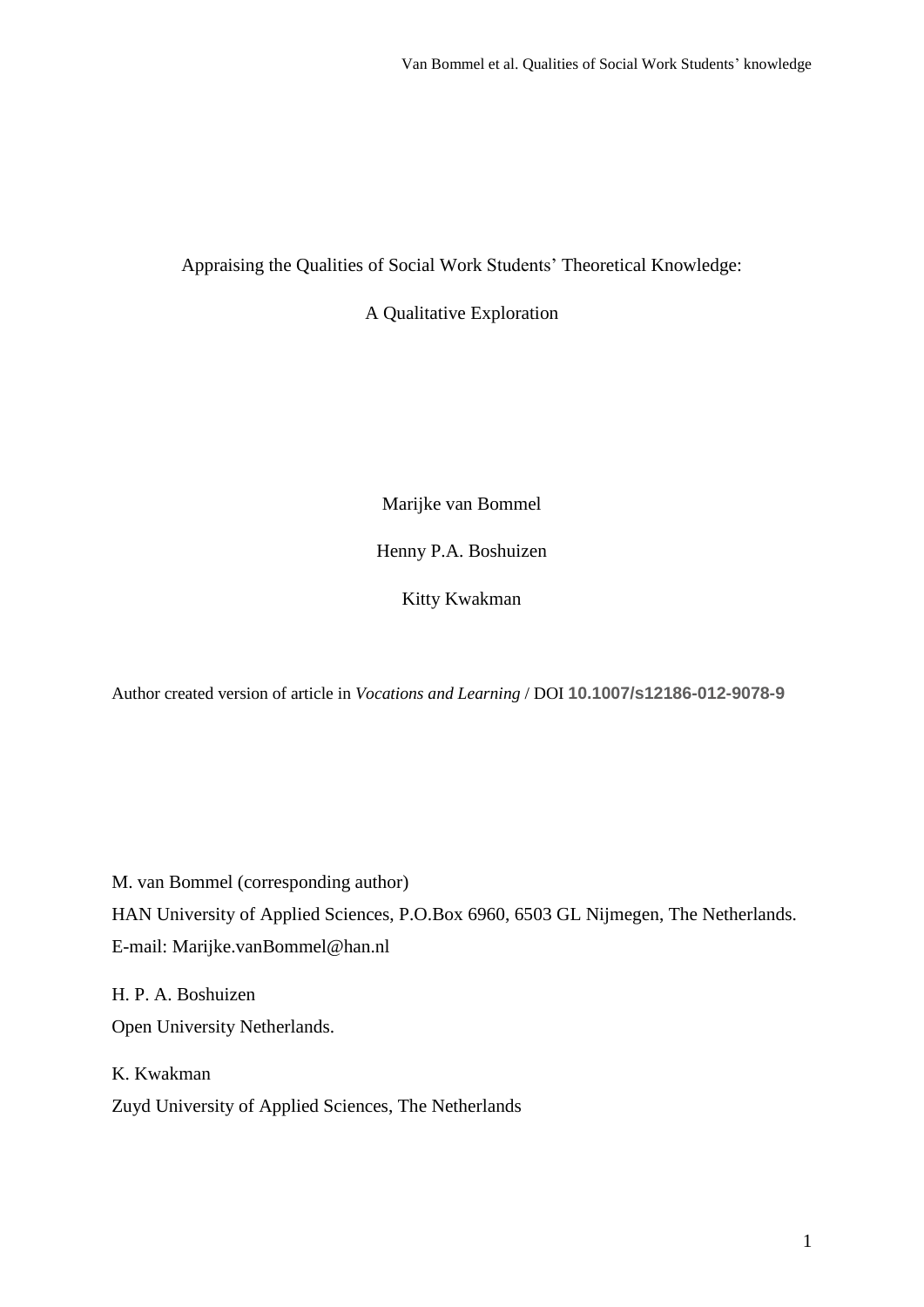Appraising the Qualities of Social Work Students' Theoretical Knowledge:

A Qualitative Exploration

Marijke van Bommel

Henny P.A. Boshuizen

Kitty Kwakman

Author created version of article in *Vocations and Learning* / DOI **10.1007/s12186-012-9078-9**

M. van Bommel (corresponding author)
HAN University of Applied Sciences, P.O.Box 6960, 6503 GL Nijmegen, The Netherlands.
E-mail: Marijke.vanBommel@han.nl

H. P. A. Boshuizen
Open University Netherlands.

K. Kwakman
Zuyd University of Applied Sciences, The Netherlands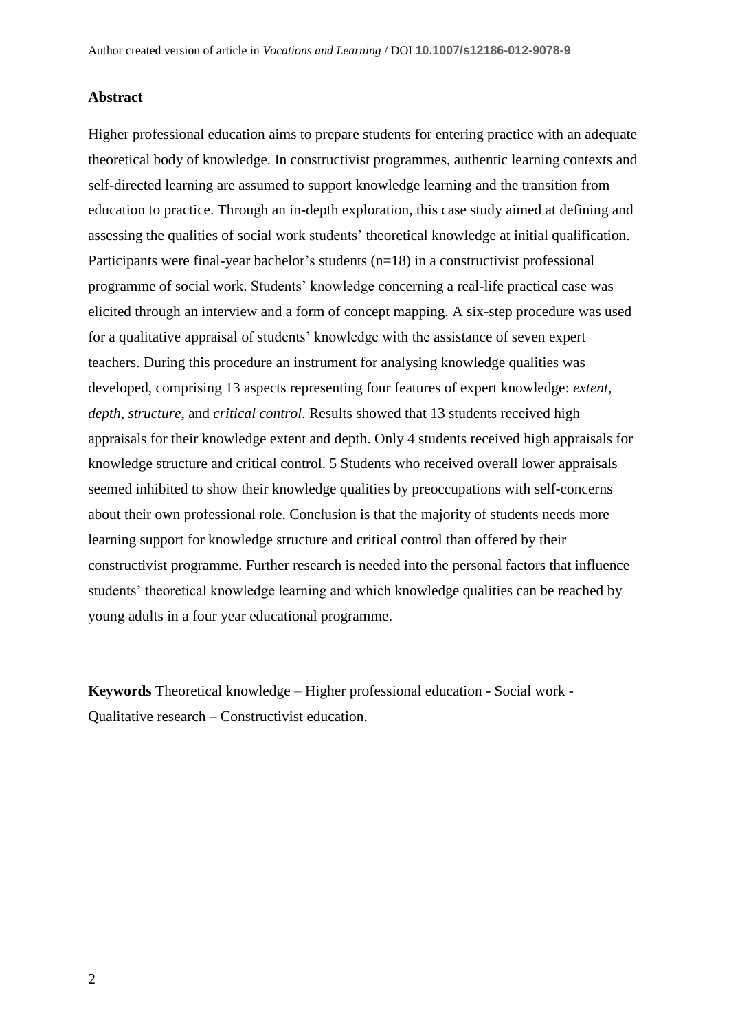**Abstract**

Higher professional education aims to prepare students for entering practice with an adequate theoretical body of knowledge. In constructivist programmes, authentic learning contexts and self-directed learning are assumed to support knowledge learning and the transition from education to practice. Through an in-depth exploration, this case study aimed at defining and assessing the qualities of social work students' theoretical knowledge at initial qualification. Participants were final-year bachelor's students (n=18) in a constructivist professional programme of social work. Students' knowledge concerning a real-life practical case was elicited through an interview and a form of concept mapping. A six-step procedure was used for a qualitative appraisal of students' knowledge with the assistance of seven expert teachers. During this procedure an instrument for analysing knowledge qualities was developed, comprising 13 aspects representing four features of expert knowledge: *extent*, *depth*, *structure*, and *critical control*. Results showed that 13 students received high appraisals for their knowledge extent and depth. Only 4 students received high appraisals for knowledge structure and critical control. 5 Students who received overall lower appraisals seemed inhibited to show their knowledge qualities by preoccupations with self-concerns about their own professional role. Conclusion is that the majority of students needs more learning support for knowledge structure and critical control than offered by their constructivist programme. Further research is needed into the personal factors that influence students' theoretical knowledge learning and which knowledge qualities can be reached by young adults in a four year educational programme.

**Keywords** Theoretical knowledge – Higher professional education - Social work - Qualitative research – Constructivist education.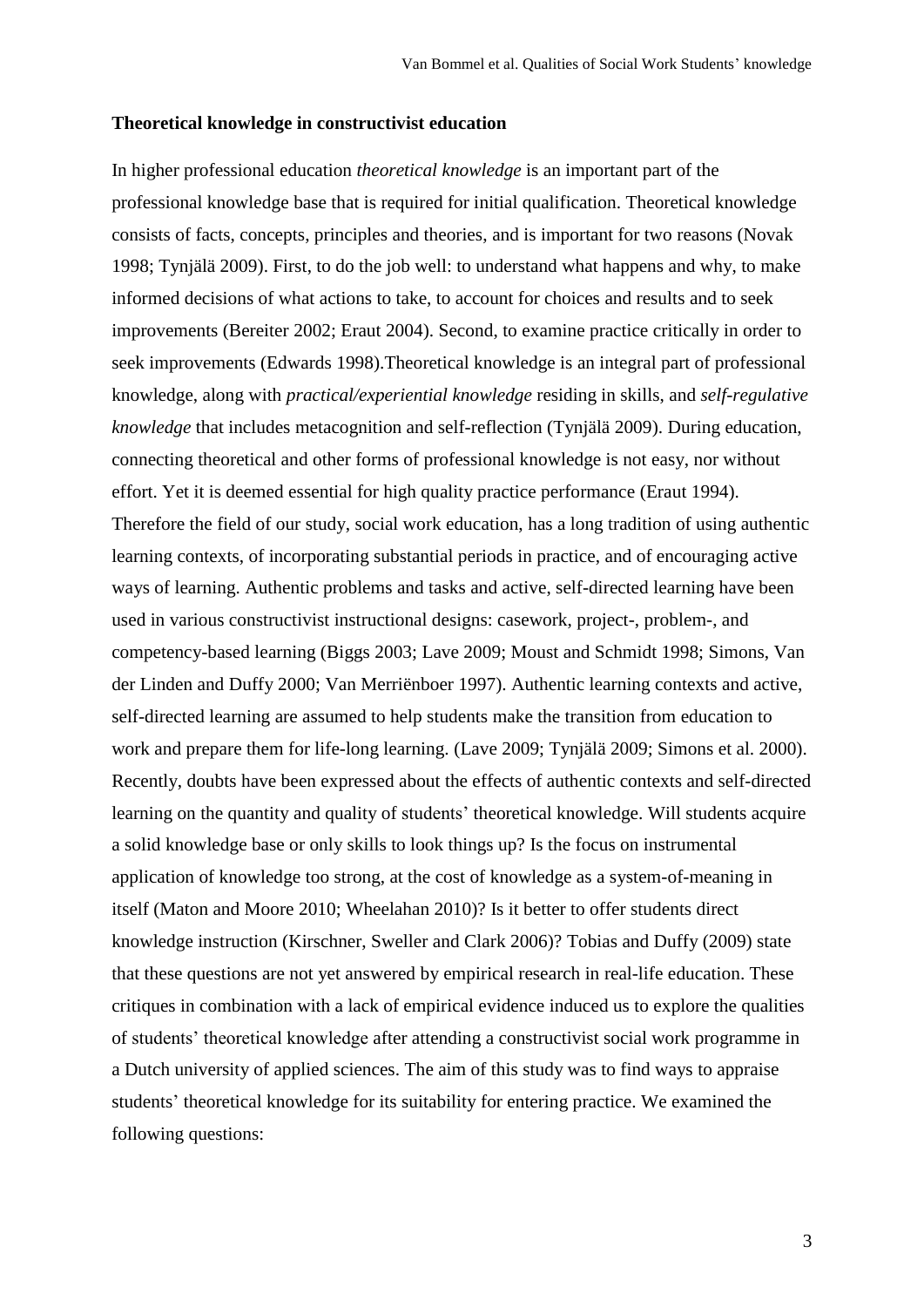**Theoretical knowledge in constructivist education**

In higher professional education *theoretical knowledge* is an important part of the professional knowledge base that is required for initial qualification. Theoretical knowledge consists of facts, concepts, principles and theories, and is important for two reasons (Novak 1998; Tynjälä 2009). First, to do the job well: to understand what happens and why, to make informed decisions of what actions to take, to account for choices and results and to seek improvements (Bereiter 2002; Eraut 2004). Second, to examine practice critically in order to seek improvements (Edwards 1998).Theoretical knowledge is an integral part of professional knowledge, along with *practical/experiential knowledge* residing in skills, and *self-regulative knowledge* that includes metacognition and self-reflection (Tynjälä 2009). During education, connecting theoretical and other forms of professional knowledge is not easy, nor without effort. Yet it is deemed essential for high quality practice performance (Eraut 1994). Therefore the field of our study, social work education, has a long tradition of using authentic learning contexts, of incorporating substantial periods in practice, and of encouraging active ways of learning. Authentic problems and tasks and active, self-directed learning have been used in various constructivist instructional designs: casework, project-, problem-, and competency-based learning (Biggs 2003; Lave 2009; Moust and Schmidt 1998; Simons, Van der Linden and Duffy 2000; Van Merriënboer 1997). Authentic learning contexts and active, self-directed learning are assumed to help students make the transition from education to work and prepare them for life-long learning. (Lave 2009; Tynjälä 2009; Simons et al. 2000). Recently, doubts have been expressed about the effects of authentic contexts and self-directed learning on the quantity and quality of students' theoretical knowledge. Will students acquire a solid knowledge base or only skills to look things up? Is the focus on instrumental application of knowledge too strong, at the cost of knowledge as a system-of-meaning in itself (Maton and Moore 2010; Wheelahan 2010)? Is it better to offer students direct knowledge instruction (Kirschner, Sweller and Clark 2006)? Tobias and Duffy (2009) state that these questions are not yet answered by empirical research in real-life education. These critiques in combination with a lack of empirical evidence induced us to explore the qualities of students' theoretical knowledge after attending a constructivist social work programme in a Dutch university of applied sciences. The aim of this study was to find ways to appraise students' theoretical knowledge for its suitability for entering practice. We examined the following questions: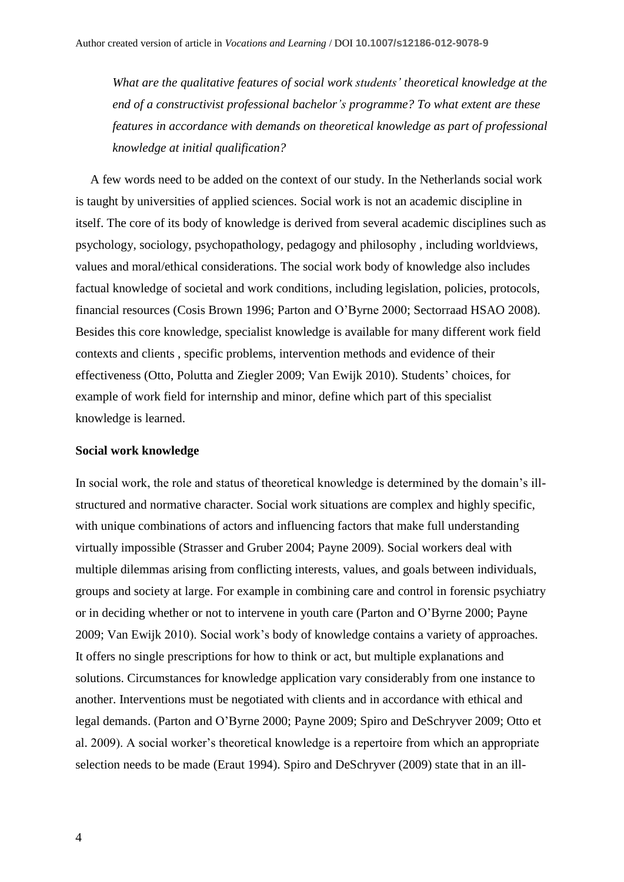*What are the qualitative features of social work students' theoretical knowledge at the end of a constructivist professional bachelor's programme? To what extent are these features in accordance with demands on theoretical knowledge as part of professional knowledge at initial qualification?*

A few words need to be added on the context of our study. In the Netherlands social work is taught by universities of applied sciences. Social work is not an academic discipline in itself. The core of its body of knowledge is derived from several academic disciplines such as psychology, sociology, psychopathology, pedagogy and philosophy , including worldviews, values and moral/ethical considerations. The social work body of knowledge also includes factual knowledge of societal and work conditions, including legislation, policies, protocols, financial resources (Cosis Brown 1996; Parton and O'Byrne 2000; Sectorraad HSAO 2008). Besides this core knowledge, specialist knowledge is available for many different work field contexts and clients , specific problems, intervention methods and evidence of their effectiveness (Otto, Polutta and Ziegler 2009; Van Ewijk 2010). Students' choices, for example of work field for internship and minor, define which part of this specialist knowledge is learned.

### Social work knowledge

In social work, the role and status of theoretical knowledge is determined by the domain's ill-structured and normative character. Social work situations are complex and highly specific, with unique combinations of actors and influencing factors that make full understanding virtually impossible (Strasser and Gruber 2004; Payne 2009). Social workers deal with multiple dilemmas arising from conflicting interests, values, and goals between individuals, groups and society at large. For example in combining care and control in forensic psychiatry or in deciding whether or not to intervene in youth care (Parton and O'Byrne 2000; Payne 2009; Van Ewijk 2010). Social work's body of knowledge contains a variety of approaches. It offers no single prescriptions for how to think or act, but multiple explanations and solutions. Circumstances for knowledge application vary considerably from one instance to another. Interventions must be negotiated with clients and in accordance with ethical and legal demands. (Parton and O'Byrne 2000; Payne 2009; Spiro and DeSchryver 2009; Otto et al. 2009). A social worker's theoretical knowledge is a repertoire from which an appropriate selection needs to be made (Eraut 1994). Spiro and DeSchryver (2009) state that in an ill-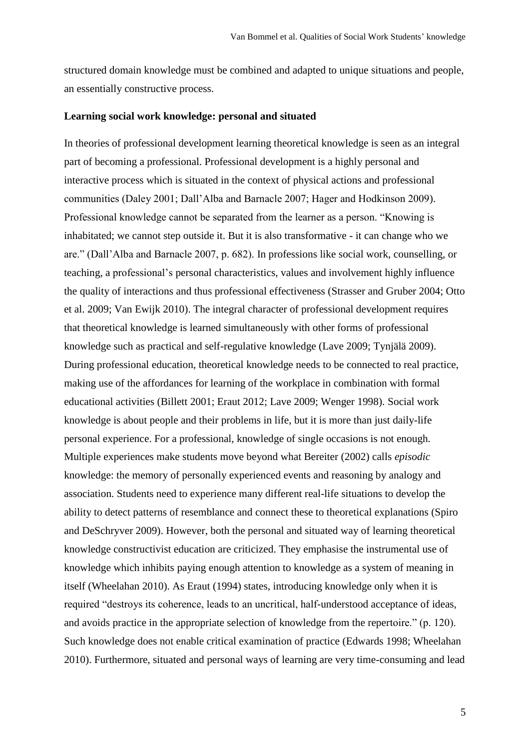structured domain knowledge must be combined and adapted to unique situations and people, an essentially constructive process.

### Learning social work knowledge: personal and situated

In theories of professional development learning theoretical knowledge is seen as an integral part of becoming a professional. Professional development is a highly personal and interactive process which is situated in the context of physical actions and professional communities (Daley 2001; Dall'Alba and Barnacle 2007; Hager and Hodkinson 2009). Professional knowledge cannot be separated from the learner as a person. "Knowing is inhabitated; we cannot step outside it. But it is also transformative - it can change who we are." (Dall'Alba and Barnacle 2007, p. 682). In professions like social work, counselling, or teaching, a professional's personal characteristics, values and involvement highly influence the quality of interactions and thus professional effectiveness (Strasser and Gruber 2004; Otto et al. 2009; Van Ewijk 2010). The integral character of professional development requires that theoretical knowledge is learned simultaneously with other forms of professional knowledge such as practical and self-regulative knowledge (Lave 2009; Tynjälä 2009). During professional education, theoretical knowledge needs to be connected to real practice, making use of the affordances for learning of the workplace in combination with formal educational activities (Billett 2001; Eraut 2012; Lave 2009; Wenger 1998). Social work knowledge is about people and their problems in life, but it is more than just daily-life personal experience. For a professional, knowledge of single occasions is not enough. Multiple experiences make students move beyond what Bereiter (2002) calls *episodic* knowledge: the memory of personally experienced events and reasoning by analogy and association. Students need to experience many different real-life situations to develop the ability to detect patterns of resemblance and connect these to theoretical explanations (Spiro and DeSchryver 2009). However, both the personal and situated way of learning theoretical knowledge constructivist education are criticized. They emphasise the instrumental use of knowledge which inhibits paying enough attention to knowledge as a system of meaning in itself (Wheelahan 2010). As Eraut (1994) states, introducing knowledge only when it is required "destroys its coherence, leads to an uncritical, half-understood acceptance of ideas, and avoids practice in the appropriate selection of knowledge from the repertoire." (p. 120). Such knowledge does not enable critical examination of practice (Edwards 1998; Wheelahan 2010). Furthermore, situated and personal ways of learning are very time-consuming and lead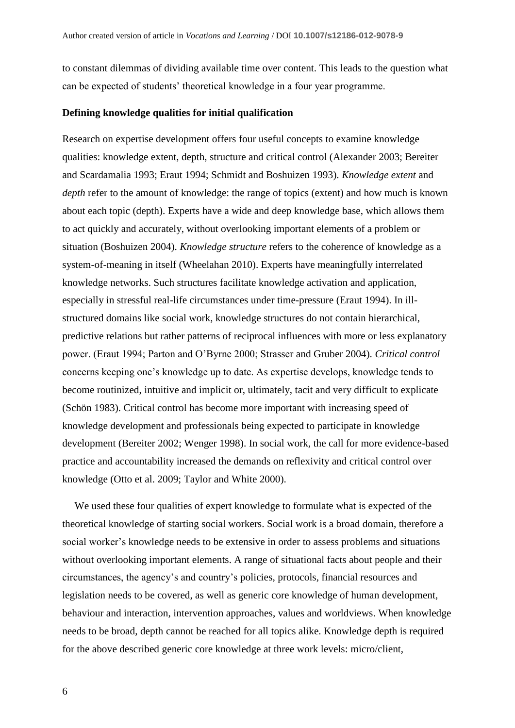to constant dilemmas of dividing available time over content. This leads to the question what can be expected of students' theoretical knowledge in a four year programme.

**Defining knowledge qualities for initial qualification**

Research on expertise development offers four useful concepts to examine knowledge qualities: knowledge extent, depth, structure and critical control (Alexander 2003; Bereiter and Scardamalia 1993; Eraut 1994; Schmidt and Boshuizen 1993). *Knowledge extent* and *depth* refer to the amount of knowledge: the range of topics (extent) and how much is known about each topic (depth). Experts have a wide and deep knowledge base, which allows them to act quickly and accurately, without overlooking important elements of a problem or situation (Boshuizen 2004). *Knowledge structure* refers to the coherence of knowledge as a system-of-meaning in itself (Wheelahan 2010). Experts have meaningfully interrelated knowledge networks. Such structures facilitate knowledge activation and application, especially in stressful real-life circumstances under time-pressure (Eraut 1994). In ill-structured domains like social work, knowledge structures do not contain hierarchical, predictive relations but rather patterns of reciprocal influences with more or less explanatory power. (Eraut 1994; Parton and O'Byrne 2000; Strasser and Gruber 2004). *Critical control* concerns keeping one's knowledge up to date. As expertise develops, knowledge tends to become routinized, intuitive and implicit or, ultimately, tacit and very difficult to explicate (Schön 1983). Critical control has become more important with increasing speed of knowledge development and professionals being expected to participate in knowledge development (Bereiter 2002; Wenger 1998). In social work, the call for more evidence-based practice and accountability increased the demands on reflexivity and critical control over knowledge (Otto et al. 2009; Taylor and White 2000).

We used these four qualities of expert knowledge to formulate what is expected of the theoretical knowledge of starting social workers. Social work is a broad domain, therefore a social worker's knowledge needs to be extensive in order to assess problems and situations without overlooking important elements. A range of situational facts about people and their circumstances, the agency's and country's policies, protocols, financial resources and legislation needs to be covered, as well as generic core knowledge of human development, behaviour and interaction, intervention approaches, values and worldviews. When knowledge needs to be broad, depth cannot be reached for all topics alike. Knowledge depth is required for the above described generic core knowledge at three work levels: micro/client,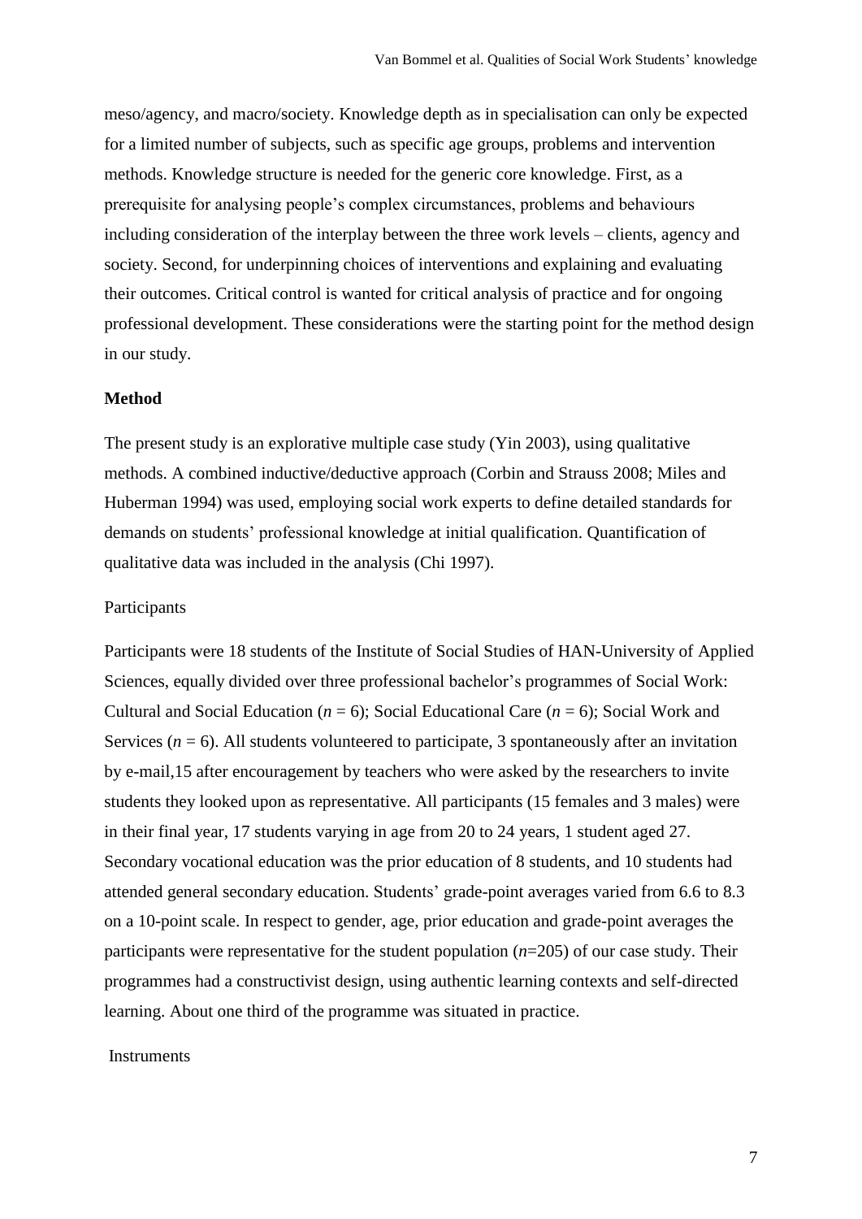meso/agency, and macro/society. Knowledge depth as in specialisation can only be expected for a limited number of subjects, such as specific age groups, problems and intervention methods. Knowledge structure is needed for the generic core knowledge. First, as a prerequisite for analysing people's complex circumstances, problems and behaviours including consideration of the interplay between the three work levels – clients, agency and society. Second, for underpinning choices of interventions and explaining and evaluating their outcomes. Critical control is wanted for critical analysis of practice and for ongoing professional development. These considerations were the starting point for the method design in our study.

## Method

The present study is an explorative multiple case study (Yin 2003), using qualitative methods. A combined inductive/deductive approach (Corbin and Strauss 2008; Miles and Huberman 1994) was used, employing social work experts to define detailed standards for demands on students' professional knowledge at initial qualification. Quantification of qualitative data was included in the analysis (Chi 1997).

### Participants

Participants were 18 students of the Institute of Social Studies of HAN-University of Applied Sciences, equally divided over three professional bachelor's programmes of Social Work: Cultural and Social Education ($n$ = 6); Social Educational Care ($n$ = 6); Social Work and Services ($n$ = 6). All students volunteered to participate, 3 spontaneously after an invitation by e-mail,15 after encouragement by teachers who were asked by the researchers to invite students they looked upon as representative. All participants (15 females and 3 males) were in their final year, 17 students varying in age from 20 to 24 years, 1 student aged 27. Secondary vocational education was the prior education of 8 students, and 10 students had attended general secondary education. Students' grade-point averages varied from 6.6 to 8.3 on a 10-point scale. In respect to gender, age, prior education and grade-point averages the participants were representative for the student population ($n$=205) of our case study. Their programmes had a constructivist design, using authentic learning contexts and self-directed learning. About one third of the programme was situated in practice.

### Instruments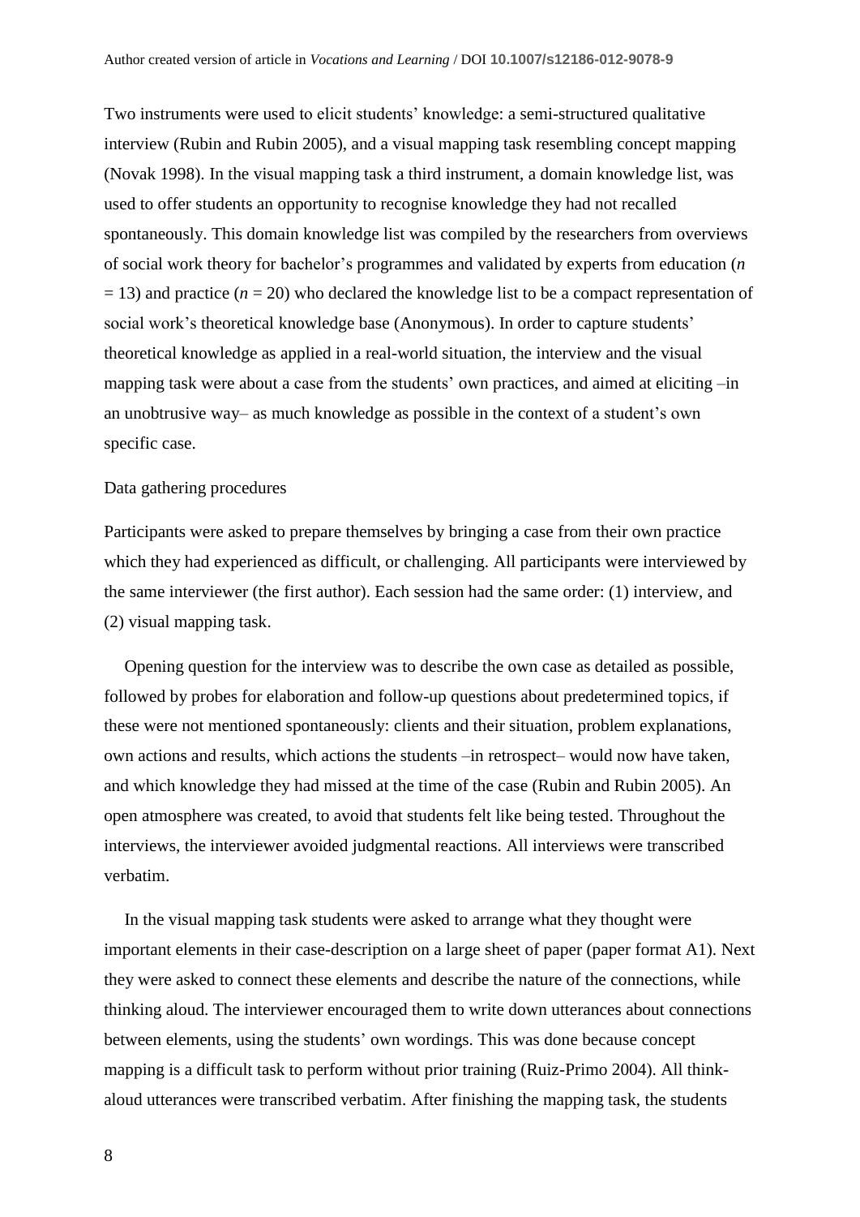Two instruments were used to elicit students' knowledge: a semi-structured qualitative interview (Rubin and Rubin 2005), and a visual mapping task resembling concept mapping (Novak 1998). In the visual mapping task a third instrument, a domain knowledge list, was used to offer students an opportunity to recognise knowledge they had not recalled spontaneously. This domain knowledge list was compiled by the researchers from overviews of social work theory for bachelor's programmes and validated by experts from education ($n = 13$) and practice ($n = 20$) who declared the knowledge list to be a compact representation of social work's theoretical knowledge base (Anonymous). In order to capture students' theoretical knowledge as applied in a real-world situation, the interview and the visual mapping task were about a case from the students' own practices, and aimed at eliciting –in an unobtrusive way– as much knowledge as possible in the context of a student's own specific case.

### Data gathering procedures

Participants were asked to prepare themselves by bringing a case from their own practice which they had experienced as difficult, or challenging. All participants were interviewed by the same interviewer (the first author). Each session had the same order: (1) interview, and (2) visual mapping task.

Opening question for the interview was to describe the own case as detailed as possible, followed by probes for elaboration and follow-up questions about predetermined topics, if these were not mentioned spontaneously: clients and their situation, problem explanations, own actions and results, which actions the students –in retrospect– would now have taken, and which knowledge they had missed at the time of the case (Rubin and Rubin 2005). An open atmosphere was created, to avoid that students felt like being tested. Throughout the interviews, the interviewer avoided judgmental reactions. All interviews were transcribed verbatim.

In the visual mapping task students were asked to arrange what they thought were important elements in their case-description on a large sheet of paper (paper format A1). Next they were asked to connect these elements and describe the nature of the connections, while thinking aloud. The interviewer encouraged them to write down utterances about connections between elements, using the students' own wordings. This was done because concept mapping is a difficult task to perform without prior training (Ruiz-Primo 2004). All think-aloud utterances were transcribed verbatim. After finishing the mapping task, the students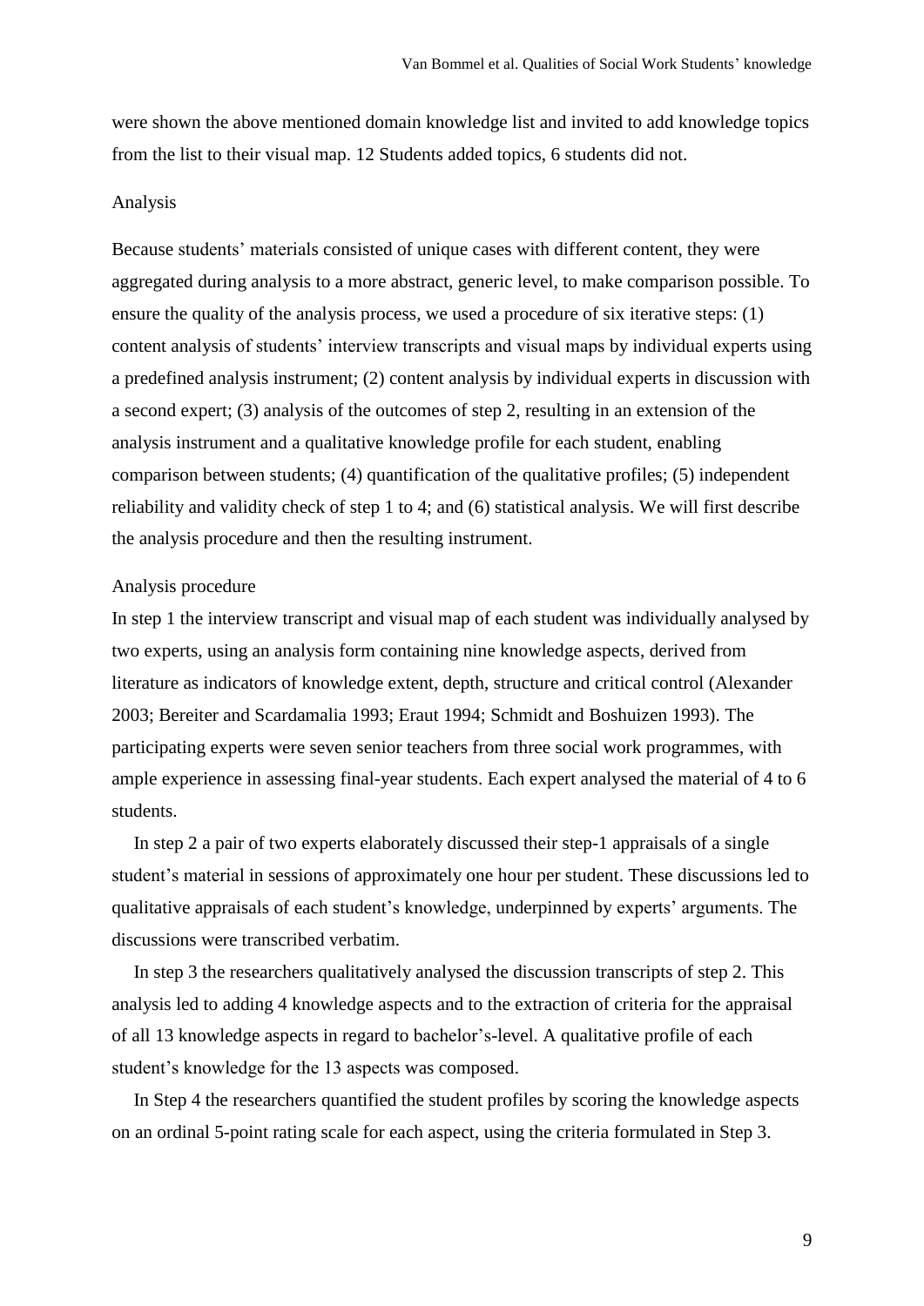were shown the above mentioned domain knowledge list and invited to add knowledge topics from the list to their visual map. 12 Students added topics, 6 students did not.

### Analysis

Because students' materials consisted of unique cases with different content, they were aggregated during analysis to a more abstract, generic level, to make comparison possible. To ensure the quality of the analysis process, we used a procedure of six iterative steps: (1) content analysis of students' interview transcripts and visual maps by individual experts using a predefined analysis instrument; (2) content analysis by individual experts in discussion with a second expert; (3) analysis of the outcomes of step 2, resulting in an extension of the analysis instrument and a qualitative knowledge profile for each student, enabling comparison between students; (4) quantification of the qualitative profiles; (5) independent reliability and validity check of step 1 to 4; and (6) statistical analysis. We will first describe the analysis procedure and then the resulting instrument.

#### Analysis procedure

In step 1 the interview transcript and visual map of each student was individually analysed by two experts, using an analysis form containing nine knowledge aspects, derived from literature as indicators of knowledge extent, depth, structure and critical control (Alexander 2003; Bereiter and Scardamalia 1993; Eraut 1994; Schmidt and Boshuizen 1993). The participating experts were seven senior teachers from three social work programmes, with ample experience in assessing final-year students. Each expert analysed the material of 4 to 6 students.

In step 2 a pair of two experts elaborately discussed their step-1 appraisals of a single student's material in sessions of approximately one hour per student. These discussions led to qualitative appraisals of each student's knowledge, underpinned by experts' arguments. The discussions were transcribed verbatim.

In step 3 the researchers qualitatively analysed the discussion transcripts of step 2. This analysis led to adding 4 knowledge aspects and to the extraction of criteria for the appraisal of all 13 knowledge aspects in regard to bachelor's-level. A qualitative profile of each student's knowledge for the 13 aspects was composed.

In Step 4 the researchers quantified the student profiles by scoring the knowledge aspects on an ordinal 5-point rating scale for each aspect, using the criteria formulated in Step 3.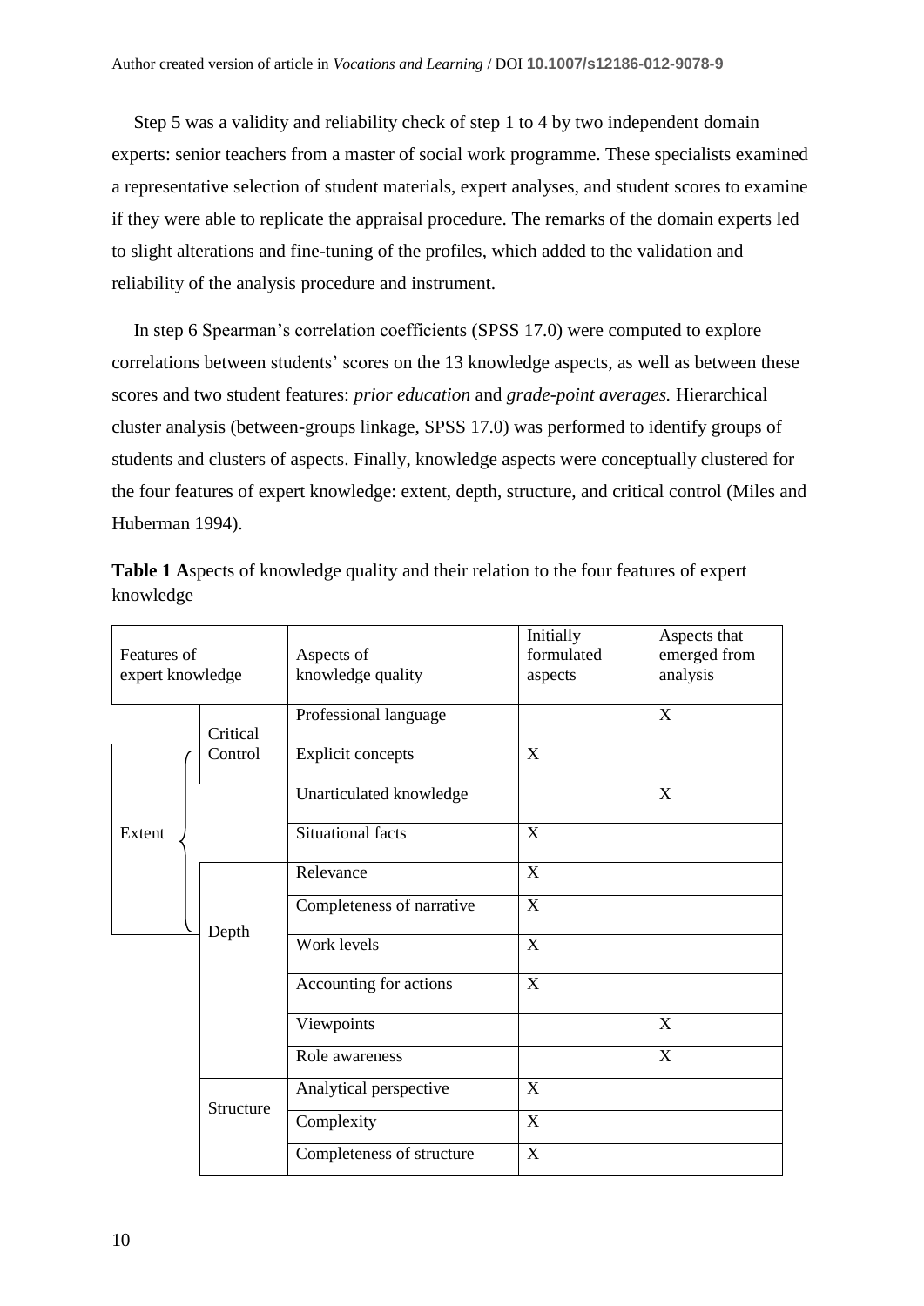Step 5 was a validity and reliability check of step 1 to 4 by two independent domain experts: senior teachers from a master of social work programme. These specialists examined a representative selection of student materials, expert analyses, and student scores to examine if they were able to replicate the appraisal procedure. The remarks of the domain experts led to slight alterations and fine-tuning of the profiles, which added to the validation and reliability of the analysis procedure and instrument.

In step 6 Spearman's correlation coefficients (SPSS 17.0) were computed to explore correlations between students' scores on the 13 knowledge aspects, as well as between these scores and two student features: *prior education* and *grade-point averages.* Hierarchical cluster analysis (between-groups linkage, SPSS 17.0) was performed to identify groups of students and clusters of aspects. Finally, knowledge aspects were conceptually clustered for the four features of expert knowledge: extent, depth, structure, and critical control (Miles and Huberman 1994).

**Table 1 A**spects of knowledge quality and their relation to the four features of expert knowledge

| Features of expert knowledge | | Aspects of knowledge quality | Initially formulated aspects | Aspects that emerged from analysis |
|---|---|---|---|---|
| | Critical Control | Professional language | | X |
| Extent | Critical Control | Explicit concepts | X | |
| Extent | | Unarticulated knowledge | | X |
| Extent | | Situational facts | X | |
| Extent | Depth | Relevance | X | |
| Extent | Depth | Completeness of narrative | X | |
| | Depth | Work levels | X | |
| | Depth | Accounting for actions | X | |
| | Depth | Viewpoints | | X |
| | Depth | Role awareness | | X |
| | Structure | Analytical perspective | X | |
| | Structure | Complexity | X | |
| | Structure | Completeness of structure | X | |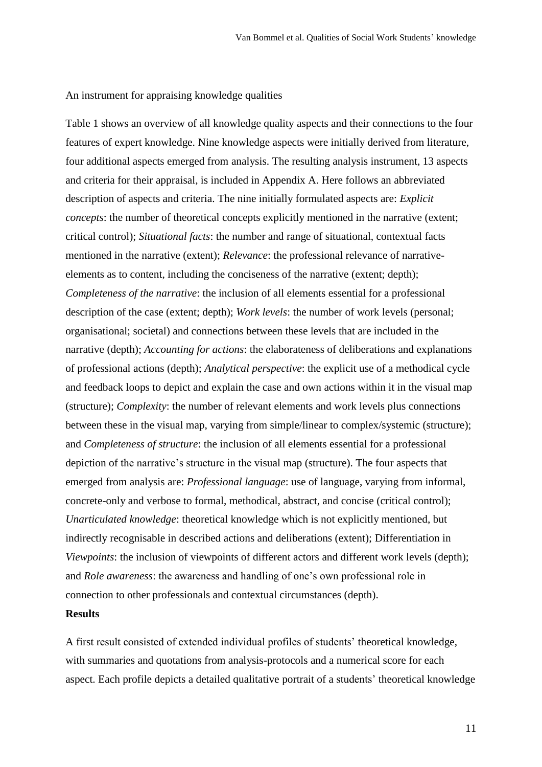An instrument for appraising knowledge qualities

Table 1 shows an overview of all knowledge quality aspects and their connections to the four features of expert knowledge. Nine knowledge aspects were initially derived from literature, four additional aspects emerged from analysis. The resulting analysis instrument, 13 aspects and criteria for their appraisal, is included in Appendix A. Here follows an abbreviated description of aspects and criteria. The nine initially formulated aspects are: *Explicit concepts*: the number of theoretical concepts explicitly mentioned in the narrative (extent; critical control); *Situational facts*: the number and range of situational, contextual facts mentioned in the narrative (extent); *Relevance*: the professional relevance of narrative-elements as to content, including the conciseness of the narrative (extent; depth); *Completeness of the narrative*: the inclusion of all elements essential for a professional description of the case (extent; depth); *Work levels*: the number of work levels (personal; organisational; societal) and connections between these levels that are included in the narrative (depth); *Accounting for actions*: the elaborateness of deliberations and explanations of professional actions (depth); *Analytical perspective*: the explicit use of a methodical cycle and feedback loops to depict and explain the case and own actions within it in the visual map (structure); *Complexity*: the number of relevant elements and work levels plus connections between these in the visual map, varying from simple/linear to complex/systemic (structure); and *Completeness of structure*: the inclusion of all elements essential for a professional depiction of the narrative's structure in the visual map (structure). The four aspects that emerged from analysis are: *Professional language*: use of language, varying from informal, concrete-only and verbose to formal, methodical, abstract, and concise (critical control); *Unarticulated knowledge*: theoretical knowledge which is not explicitly mentioned, but indirectly recognisable in described actions and deliberations (extent); Differentiation in *Viewpoints*: the inclusion of viewpoints of different actors and different work levels (depth); and *Role awareness*: the awareness and handling of one's own professional role in connection to other professionals and contextual circumstances (depth).

**Results**

A first result consisted of extended individual profiles of students' theoretical knowledge, with summaries and quotations from analysis-protocols and a numerical score for each aspect. Each profile depicts a detailed qualitative portrait of a students' theoretical knowledge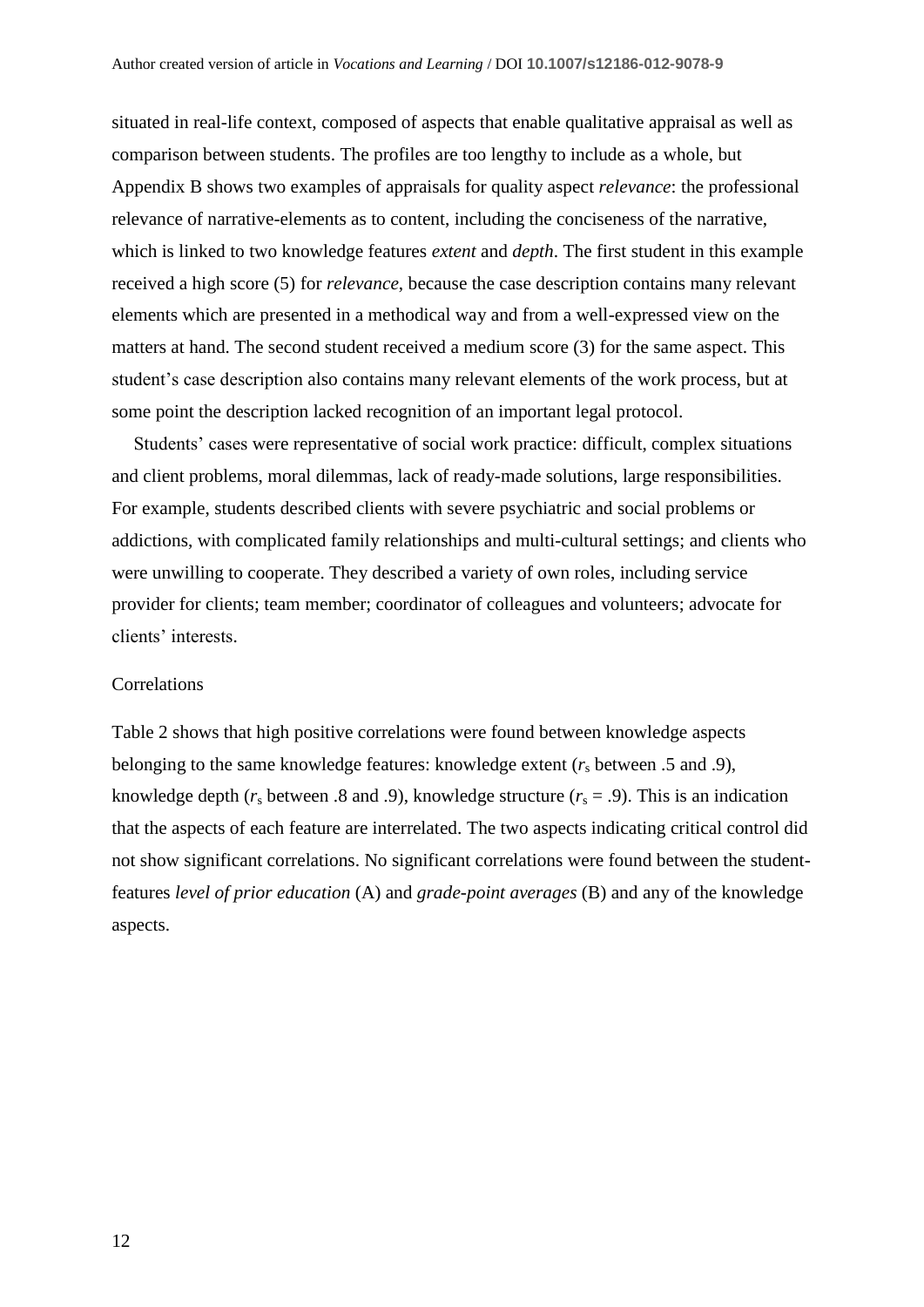situated in real-life context, composed of aspects that enable qualitative appraisal as well as comparison between students. The profiles are too lengthy to include as a whole, but Appendix B shows two examples of appraisals for quality aspect *relevance*: the professional relevance of narrative-elements as to content, including the conciseness of the narrative, which is linked to two knowledge features *extent* and *depth*. The first student in this example received a high score (5) for *relevance*, because the case description contains many relevant elements which are presented in a methodical way and from a well-expressed view on the matters at hand. The second student received a medium score (3) for the same aspect. This student's case description also contains many relevant elements of the work process, but at some point the description lacked recognition of an important legal protocol.

Students' cases were representative of social work practice: difficult, complex situations and client problems, moral dilemmas, lack of ready-made solutions, large responsibilities. For example, students described clients with severe psychiatric and social problems or addictions, with complicated family relationships and multi-cultural settings; and clients who were unwilling to cooperate. They described a variety of own roles, including service provider for clients; team member; coordinator of colleagues and volunteers; advocate for clients' interests.

### Correlations

Table 2 shows that high positive correlations were found between knowledge aspects belonging to the same knowledge features: knowledge extent ($r_s$ between .5 and .9), knowledge depth ($r_s$ between .8 and .9), knowledge structure ($r_s$ = .9). This is an indication that the aspects of each feature are interrelated. The two aspects indicating critical control did not show significant correlations. No significant correlations were found between the student-features *level of prior education* (A) and *grade-point averages* (B) and any of the knowledge aspects.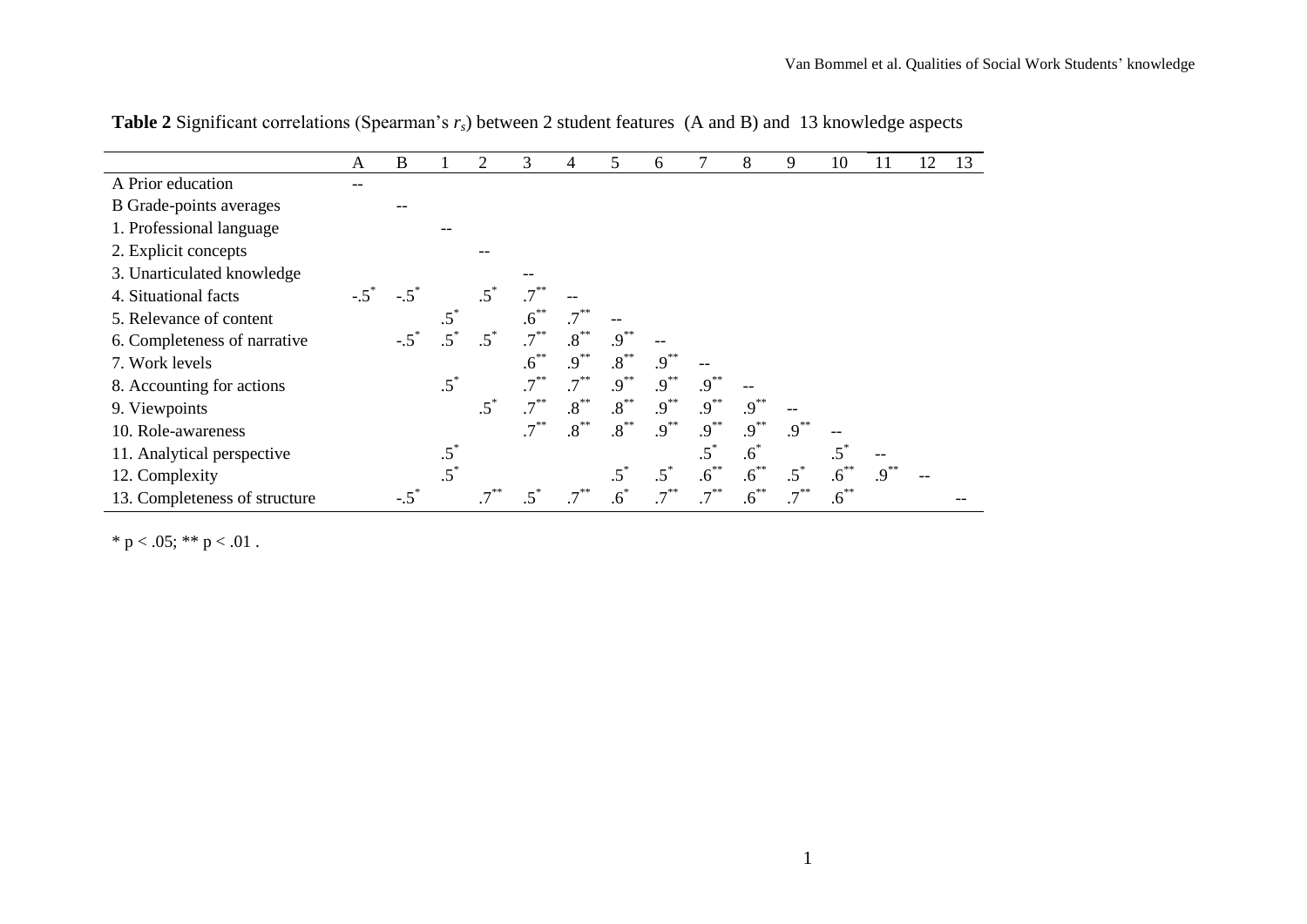**Table 2** Significant correlations (Spearman's $r_s$) between 2 student features (A and B) and 13 knowledge aspects

| | A | B | 1 | 2 | 3 | 4 | 5 | 6 | 7 | 8 | 9 | 10 | 11 | 12 | 13 |
|---|---|---|---|---|---|---|---|---|---|---|---|---|---|---|---|
| A Prior education | -- | | | | | | | | | | | | | | |
| B Grade-points averages | | -- | | | | | | | | | | | | | |
| 1. Professional language | | | -- | | | | | | | | | | | | |
| 2. Explicit concepts | | | | -- | | | | | | | | | | | |
| 3. Unarticulated knowledge | | | | | -- | | | | | | | | | | |
| 4. Situational facts | $-.5^{*}$ | $-.5^{*}$ | | $.5^{*}$ | $.7^{**}$ | -- | | | | | | | | | |
| 5. Relevance of content | | | $.5^{*}$ | | $.6^{**}$ | $.7^{**}$ | -- | | | | | | | | |
| 6. Completeness of narrative | | $-.5^{*}$ | $.5^{*}$ | $.5^{*}$ | $.7^{**}$ | $.8^{**}$ | $.9^{**}$ | -- | | | | | | | |
| 7. Work levels | | | | | $.6^{**}$ | $.9^{**}$ | $.8^{**}$ | $.9^{**}$ | -- | | | | | | |
| 8. Accounting for actions | | | $.5^{*}$ | | $.7^{**}$ | $.7^{**}$ | $.9^{**}$ | $.9^{**}$ | $.9^{**}$ | -- | | | | | |
| 9. Viewpoints | | | | $.5^{*}$ | $.7^{**}$ | $.8^{**}$ | $.8^{**}$ | $.9^{**}$ | $.9^{**}$ | $.9^{**}$ | -- | | | | |
| 10. Role-awareness | | | | | $.7^{**}$ | $.8^{**}$ | $.8^{**}$ | $.9^{**}$ | $.9^{**}$ | $.9^{**}$ | $.9^{**}$ | -- | | | |
| 11. Analytical perspective | | | $.5^{*}$ | | | | | | $.5^{*}$ | $.6^{*}$ | | $.5^{*}$ | -- | | |
| 12. Complexity | | | $.5^{*}$ | | | | $.5^{*}$ | $.5^{*}$ | $.6^{**}$ | $.6^{**}$ | $.5^{*}$ | $.6^{**}$ | $.9^{**}$ | -- | |
| 13. Completeness of structure | | $-.5^{*}$ | | $.7^{**}$ | $.5^{*}$ | $.7^{**}$ | $.6^{*}$ | $.7^{**}$ | $.7^{**}$ | $.6^{**}$ | $.7^{**}$ | $.6^{**}$ | | | -- |

* $p < .05$; ** $p < .01$ .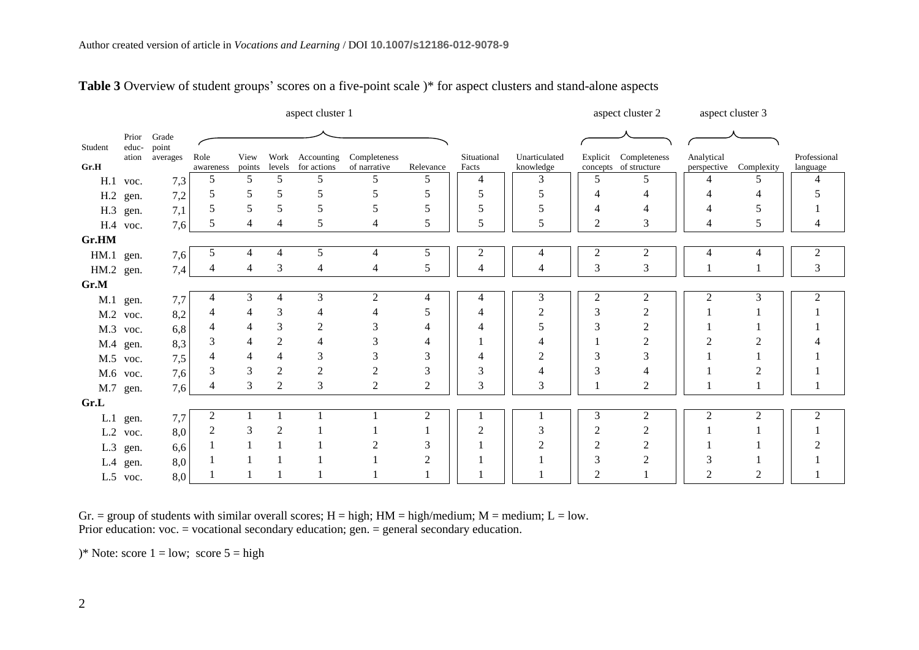**Table 3** Overview of student groups' scores on a five-point scale )* for aspect clusters and stand-alone aspects

| Student | Prior education | Grade point averages | aspect cluster 1 | | | | | | | | aspect cluster 2 | | aspect cluster 3 | | |
|---|---|---|---|---|---|---|---|---|---|---|---|---|---|---|---|
| | | | Role awareness | View points | Work levels | Accounting for actions | Completeness of narrative | Relevance | Situational Facts | Unarticulated knowledge | Explicit concepts | Completeness of structure | Analytical perspective | Complexity | Professional language |
| **Gr.H** | | | | | | | | | | | | | | | |
| H.1 | voc. | 7,3 | 5 | 5 | 5 | 5 | 5 | 5 | 4 | 3 | 5 | 5 | 4 | 5 | 4 |
| H.2 | gen. | 7,2 | 5 | 5 | 5 | 5 | 5 | 5 | 5 | 5 | 4 | 4 | 4 | 4 | 5 |
| H.3 | gen. | 7,1 | 5 | 5 | 5 | 5 | 5 | 5 | 5 | 5 | 4 | 4 | 4 | 5 | 1 |
| H.4 | voc. | 7,6 | 5 | 4 | 4 | 5 | 4 | 5 | 5 | 5 | 2 | 3 | 4 | 5 | 4 |
| **Gr.HM** | | | | | | | | | | | | | | | |
| HM.1 | gen. | 7,6 | 5 | 4 | 4 | 5 | 4 | 5 | 2 | 4 | 2 | 2 | 4 | 4 | 2 |
| HM.2 | gen. | 7,4 | 4 | 4 | 3 | 4 | 4 | 5 | 4 | 4 | 3 | 3 | 1 | 1 | 3 |
| **Gr.M** | | | | | | | | | | | | | | | |
| M.1 | gen. | 7,7 | 4 | 3 | 4 | 3 | 2 | 4 | 4 | 3 | 2 | 2 | 2 | 3 | 2 |
| M.2 | voc. | 8,2 | 4 | 4 | 3 | 4 | 4 | 5 | 4 | 2 | 3 | 2 | 1 | 1 | 1 |
| M.3 | voc. | 6,8 | 4 | 4 | 3 | 2 | 3 | 4 | 4 | 5 | 3 | 2 | 1 | 1 | 1 |
| M.4 | gen. | 8,3 | 3 | 4 | 2 | 4 | 3 | 4 | 1 | 4 | 1 | 2 | 2 | 2 | 4 |
| M.5 | voc. | 7,5 | 4 | 4 | 4 | 3 | 3 | 3 | 4 | 2 | 3 | 3 | 1 | 1 | 1 |
| M.6 | voc. | 7,6 | 3 | 3 | 2 | 2 | 2 | 3 | 3 | 4 | 3 | 4 | 1 | 2 | 1 |
| M.7 | gen. | 7,6 | 4 | 3 | 2 | 3 | 2 | 2 | 3 | 3 | 1 | 2 | 1 | 1 | 1 |
| **Gr.L** | | | | | | | | | | | | | | | |
| L.1 | gen. | 7,7 | 2 | 1 | 1 | 1 | 1 | 2 | 1 | 1 | 3 | 2 | 2 | 2 | 2 |
| L.2 | voc. | 8,0 | 2 | 3 | 2 | 1 | 1 | 1 | 2 | 3 | 2 | 2 | 1 | 1 | 1 |
| L.3 | gen. | 6,6 | 1 | 1 | 1 | 1 | 2 | 3 | 1 | 2 | 2 | 2 | 1 | 1 | 2 |
| L.4 | gen. | 8,0 | 1 | 1 | 1 | 1 | 1 | 2 | 1 | 1 | 3 | 2 | 3 | 1 | 1 |
| L.5 | voc. | 8,0 | 1 | 1 | 1 | 1 | 1 | 1 | 1 | 1 | 2 | 1 | 2 | 2 | 1 |

Gr. = group of students with similar overall scores; H = high; HM = high/medium; M = medium; L = low.
Prior education: voc. = vocational secondary education; gen. = general secondary education.

)* Note: score 1 = low; score 5 = high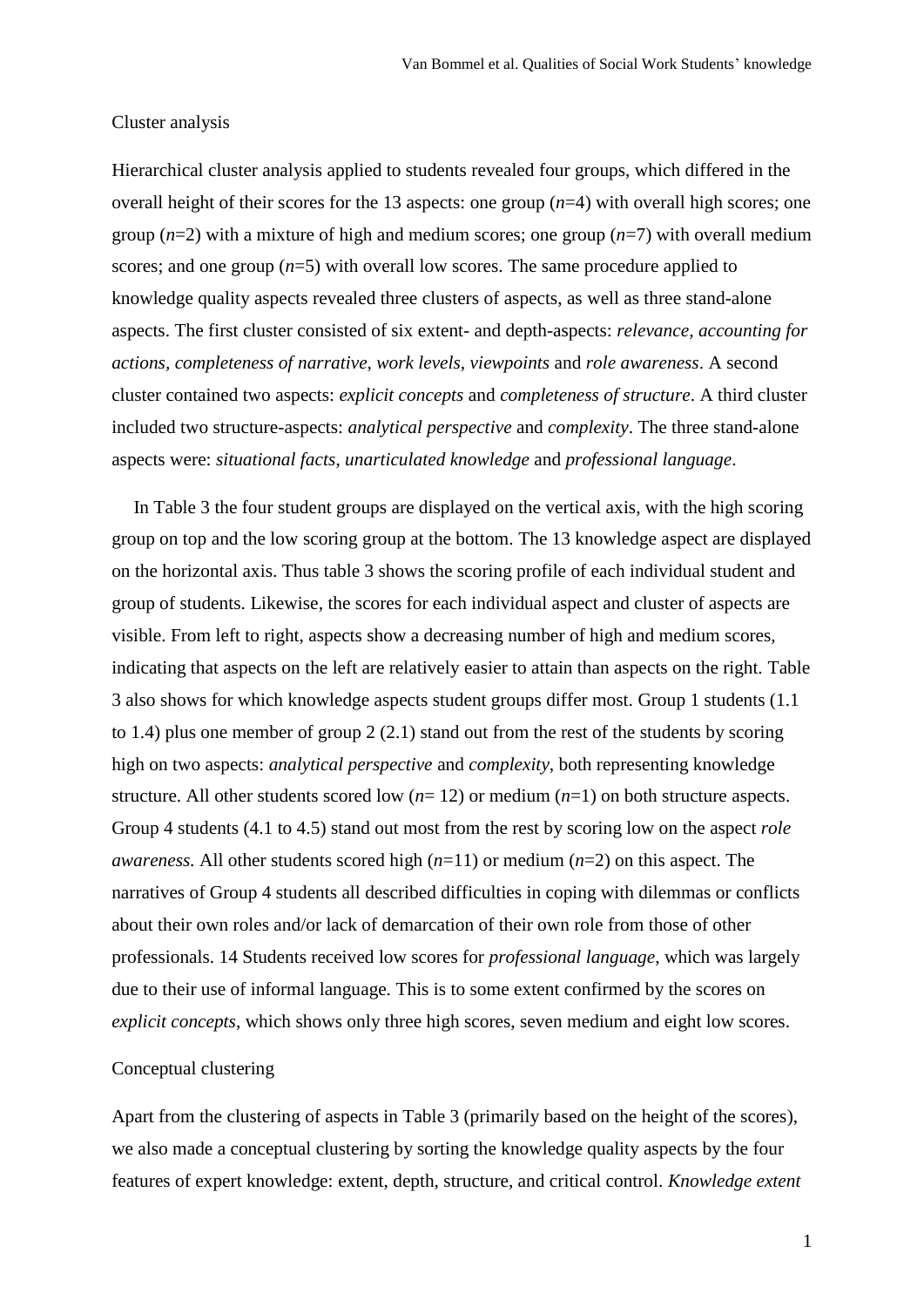### Cluster analysis

Hierarchical cluster analysis applied to students revealed four groups, which differed in the overall height of their scores for the 13 aspects: one group (*n*=4) with overall high scores; one group (*n*=2) with a mixture of high and medium scores; one group (*n*=7) with overall medium scores; and one group (*n*=5) with overall low scores. The same procedure applied to knowledge quality aspects revealed three clusters of aspects, as well as three stand-alone aspects. The first cluster consisted of six extent- and depth-aspects: *relevance, accounting for actions, completeness of narrative, work levels, viewpoints* and *role awareness*. A second cluster contained two aspects: *explicit concepts* and *completeness of structure*. A third cluster included two structure-aspects: *analytical perspective* and *complexity*. The three stand-alone aspects were: *situational facts, unarticulated knowledge* and *professional language*.

In Table 3 the four student groups are displayed on the vertical axis, with the high scoring group on top and the low scoring group at the bottom. The 13 knowledge aspect are displayed on the horizontal axis. Thus table 3 shows the scoring profile of each individual student and group of students. Likewise, the scores for each individual aspect and cluster of aspects are visible. From left to right, aspects show a decreasing number of high and medium scores, indicating that aspects on the left are relatively easier to attain than aspects on the right. Table 3 also shows for which knowledge aspects student groups differ most. Group 1 students (1.1 to 1.4) plus one member of group 2 (2.1) stand out from the rest of the students by scoring high on two aspects: *analytical perspective* and *complexity*, both representing knowledge structure. All other students scored low (*n*= 12) or medium (*n*=1) on both structure aspects. Group 4 students (4.1 to 4.5) stand out most from the rest by scoring low on the aspect *role awareness*. All other students scored high (*n*=11) or medium (*n*=2) on this aspect. The narratives of Group 4 students all described difficulties in coping with dilemmas or conflicts about their own roles and/or lack of demarcation of their own role from those of other professionals. 14 Students received low scores for *professional language*, which was largely due to their use of informal language. This is to some extent confirmed by the scores on *explicit concepts*, which shows only three high scores, seven medium and eight low scores.

### Conceptual clustering

Apart from the clustering of aspects in Table 3 (primarily based on the height of the scores), we also made a conceptual clustering by sorting the knowledge quality aspects by the four features of expert knowledge: extent, depth, structure, and critical control. *Knowledge extent*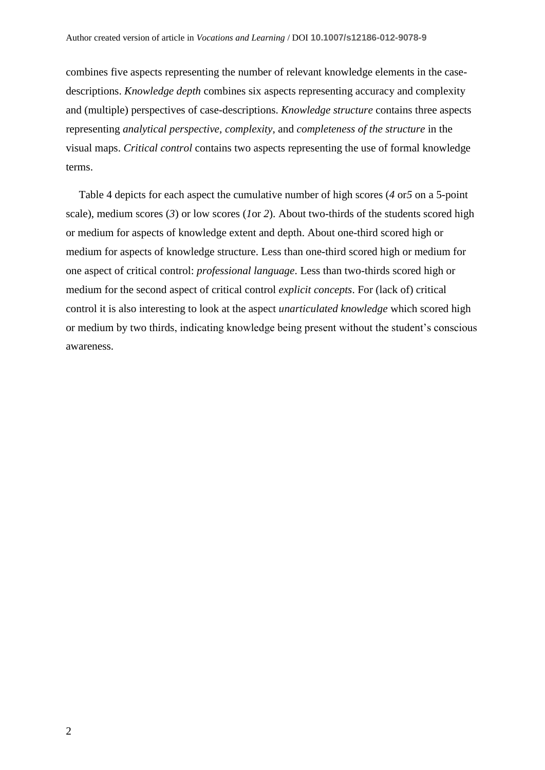combines five aspects representing the number of relevant knowledge elements in the case-descriptions. *Knowledge depth* combines six aspects representing accuracy and complexity and (multiple) perspectives of case-descriptions. *Knowledge structure* contains three aspects representing *analytical perspective, complexity*, and *completeness of the structure* in the visual maps. *Critical control* contains two aspects representing the use of formal knowledge terms.

Table 4 depicts for each aspect the cumulative number of high scores (*4* or*5* on a 5-point scale), medium scores (*3*) or low scores (*1*or *2*). About two-thirds of the students scored high or medium for aspects of knowledge extent and depth. About one-third scored high or medium for aspects of knowledge structure. Less than one-third scored high or medium for one aspect of critical control: *professional language*. Less than two-thirds scored high or medium for the second aspect of critical control *explicit concepts*. For (lack of) critical control it is also interesting to look at the aspect *unarticulated knowledge* which scored high or medium by two thirds, indicating knowledge being present without the student's conscious awareness.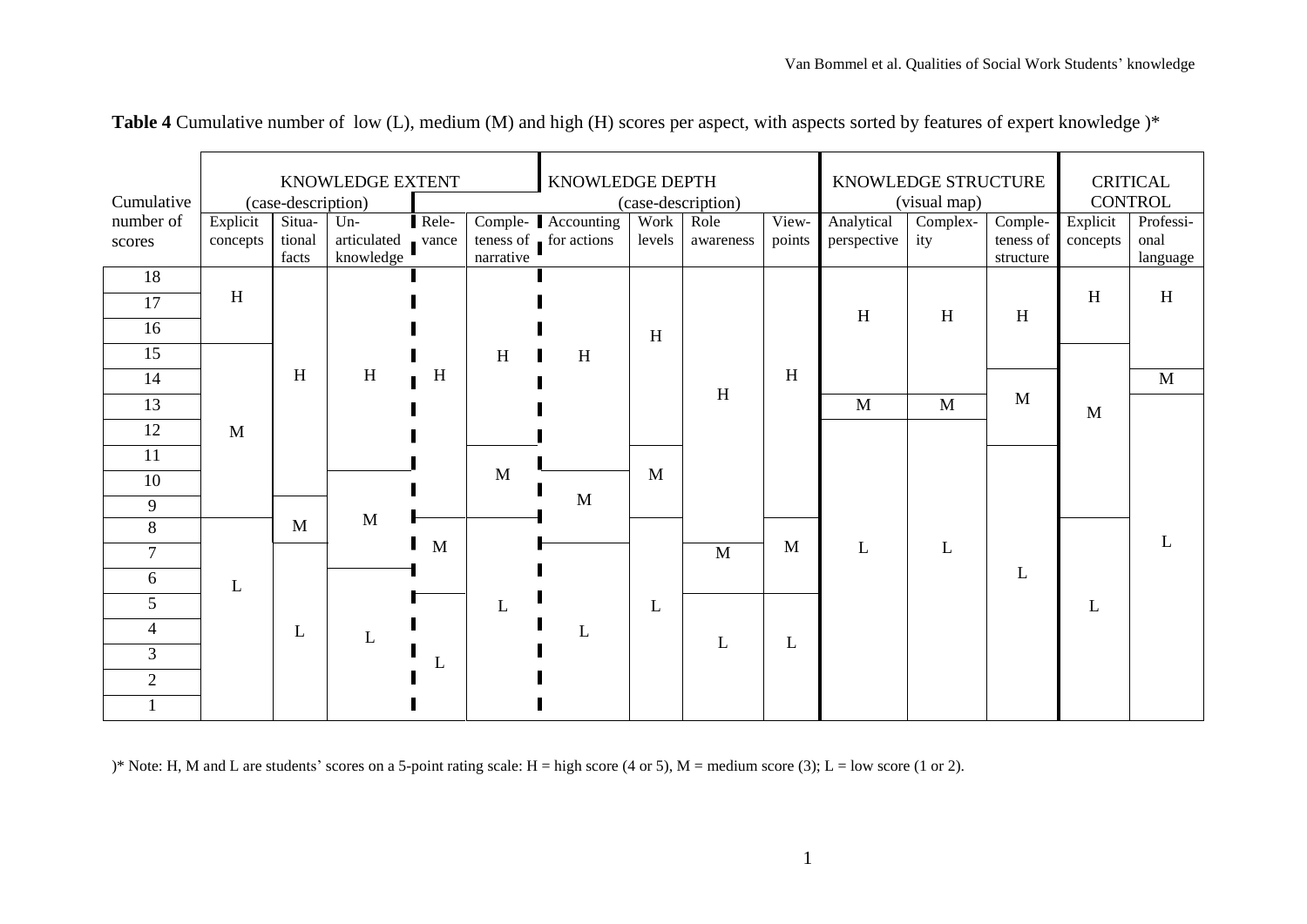**Table 4** Cumulative number of low (L), medium (M) and high (H) scores per aspect, with aspects sorted by features of expert knowledge )*

| Cumulative number of scores | KNOWLEDGE EXTENT (case-description) | | | KNOWLEDGE DEPTH (case-description) | | | | | | KNOWLEDGE STRUCTURE (visual map) | | | CRITICAL CONTROL | |
|---|---|---|---|---|---|---|---|---|---|---|---|---|---|---|
| | Explicit concepts | Situational facts | Unarticulated knowledge | Relevance | Completeness of narrative | Accounting for actions | Work levels | Role awareness | Viewpoints | Analytical perspective | Complexity | Completeness of structure | Explicit concepts | Professional language |
| 18 | H | H | H | H | H | H | H | H | H | H | H | H | H | H |
| 17 | H | H | H | H | H | H | H | H | H | H | H | H | H | H |
| 16 | H | H | H | H | H | H | H | H | H | H | H | H | H | H |
| 15 | M | H | H | H | H | H | H | H | H | H | H | H | M | H |
| 14 | M | H | H | H | H | H | H | H | H | H | H | M | M | M |
| 13 | M | H | H | H | H | H | H | H | H | M | M | M | M | L |
| 12 | M | H | H | H | H | H | H | H | H | L | L | M | M | L |
| 11 | M | H | H | H | M | H | M | H | H | L | L | L | M | L |
| 10 | M | H | M | H | M | M | M | H | H | L | L | L | M | L |
| 9 | M | M | M | H | M | M | M | H | H | L | L | L | M | L |
| 8 | L | M | M | M | L | M | L | H | M | L | L | L | L | L |
| 7 | L | L | M | M | L | L | L | M | M | L | L | L | L | L |
| 6 | L | L | L | M | L | L | L | M | M | L | L | L | L | L |
| 5 | L | L | L | L | L | L | L | L | L | L | L | L | L | L |
| 4 | L | L | L | L | L | L | L | L | L | L | L | L | L | L |
| 3 | L | L | L | L | L | L | L | L | L | L | L | L | L | L |
| 2 | L | L | L | L | L | L | L | L | L | L | L | L | L | L |
| 1 | L | L | L | L | L | L | L | L | L | L | L | L | L | L |

)* Note: H, M and L are students' scores on a 5-point rating scale: H = high score (4 or 5), M = medium score (3); L = low score (1 or 2).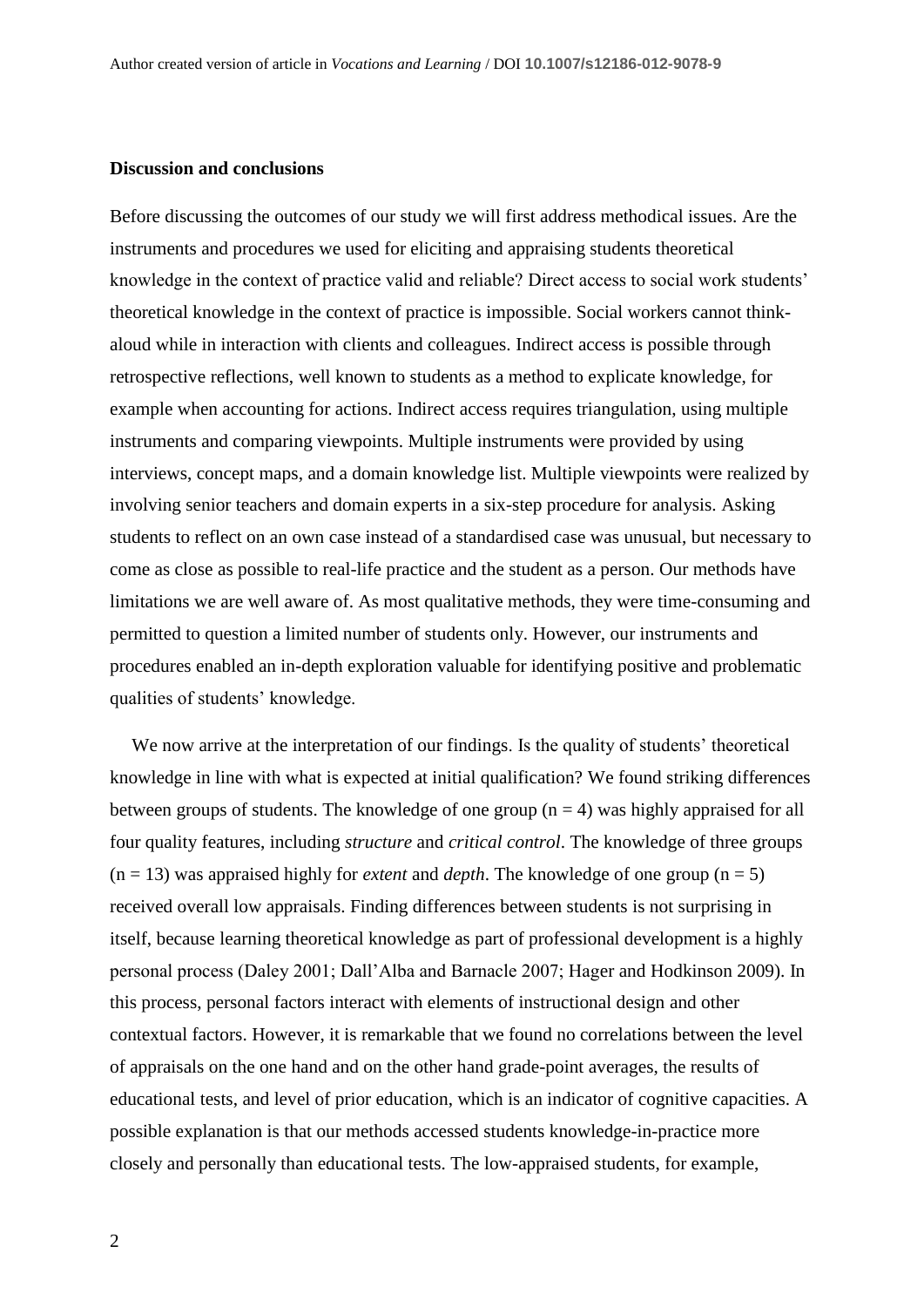## Discussion and conclusions

Before discussing the outcomes of our study we will first address methodical issues. Are the instruments and procedures we used for eliciting and appraising students theoretical knowledge in the context of practice valid and reliable? Direct access to social work students' theoretical knowledge in the context of practice is impossible. Social workers cannot think-aloud while in interaction with clients and colleagues. Indirect access is possible through retrospective reflections, well known to students as a method to explicate knowledge, for example when accounting for actions. Indirect access requires triangulation, using multiple instruments and comparing viewpoints. Multiple instruments were provided by using interviews, concept maps, and a domain knowledge list. Multiple viewpoints were realized by involving senior teachers and domain experts in a six-step procedure for analysis. Asking students to reflect on an own case instead of a standardised case was unusual, but necessary to come as close as possible to real-life practice and the student as a person. Our methods have limitations we are well aware of. As most qualitative methods, they were time-consuming and permitted to question a limited number of students only. However, our instruments and procedures enabled an in-depth exploration valuable for identifying positive and problematic qualities of students' knowledge.

We now arrive at the interpretation of our findings. Is the quality of students' theoretical knowledge in line with what is expected at initial qualification? We found striking differences between groups of students. The knowledge of one group ($n = 4$) was highly appraised for all four quality features, including *structure* and *critical control*. The knowledge of three groups ($n = 13$) was appraised highly for *extent* and *depth*. The knowledge of one group ($n = 5$) received overall low appraisals. Finding differences between students is not surprising in itself, because learning theoretical knowledge as part of professional development is a highly personal process (Daley 2001; Dall'Alba and Barnacle 2007; Hager and Hodkinson 2009). In this process, personal factors interact with elements of instructional design and other contextual factors. However, it is remarkable that we found no correlations between the level of appraisals on the one hand and on the other hand grade-point averages, the results of educational tests, and level of prior education, which is an indicator of cognitive capacities. A possible explanation is that our methods accessed students knowledge-in-practice more closely and personally than educational tests. The low-appraised students, for example,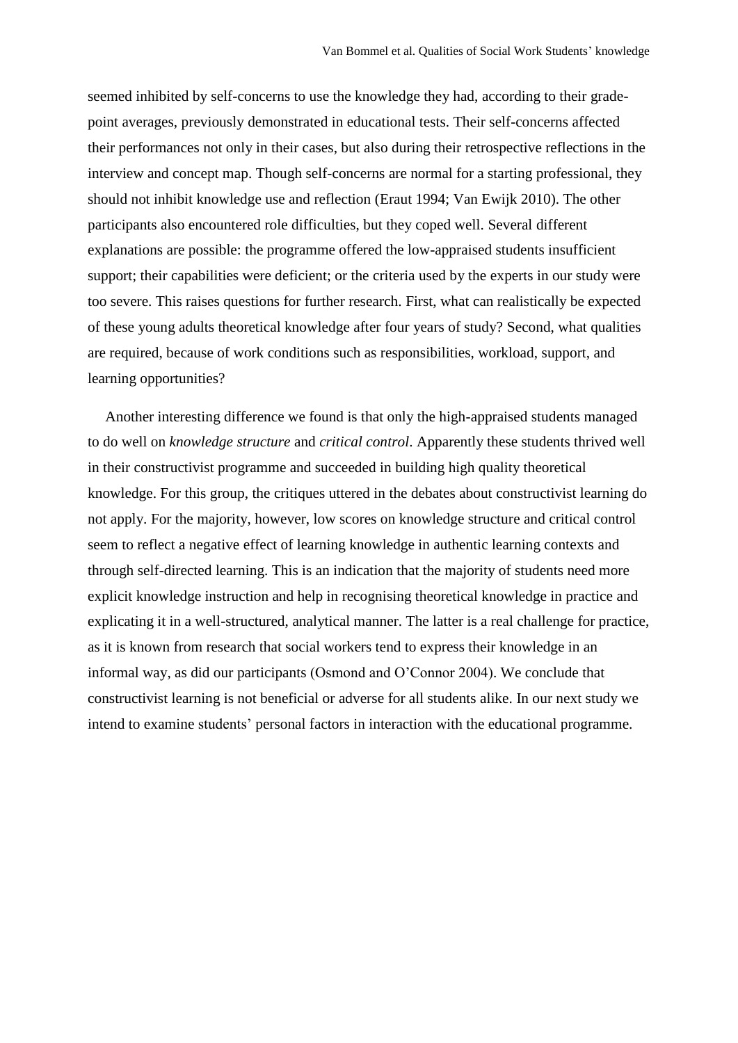seemed inhibited by self-concerns to use the knowledge they had, according to their grade-point averages, previously demonstrated in educational tests. Their self-concerns affected their performances not only in their cases, but also during their retrospective reflections in the interview and concept map. Though self-concerns are normal for a starting professional, they should not inhibit knowledge use and reflection (Eraut 1994; Van Ewijk 2010). The other participants also encountered role difficulties, but they coped well. Several different explanations are possible: the programme offered the low-appraised students insufficient support; their capabilities were deficient; or the criteria used by the experts in our study were too severe. This raises questions for further research. First, what can realistically be expected of these young adults theoretical knowledge after four years of study? Second, what qualities are required, because of work conditions such as responsibilities, workload, support, and learning opportunities?

Another interesting difference we found is that only the high-appraised students managed to do well on *knowledge structure* and *critical control*. Apparently these students thrived well in their constructivist programme and succeeded in building high quality theoretical knowledge. For this group, the critiques uttered in the debates about constructivist learning do not apply. For the majority, however, low scores on knowledge structure and critical control seem to reflect a negative effect of learning knowledge in authentic learning contexts and through self-directed learning. This is an indication that the majority of students need more explicit knowledge instruction and help in recognising theoretical knowledge in practice and explicating it in a well-structured, analytical manner. The latter is a real challenge for practice, as it is known from research that social workers tend to express their knowledge in an informal way, as did our participants (Osmond and O'Connor 2004). We conclude that constructivist learning is not beneficial or adverse for all students alike. In our next study we intend to examine students' personal factors in interaction with the educational programme.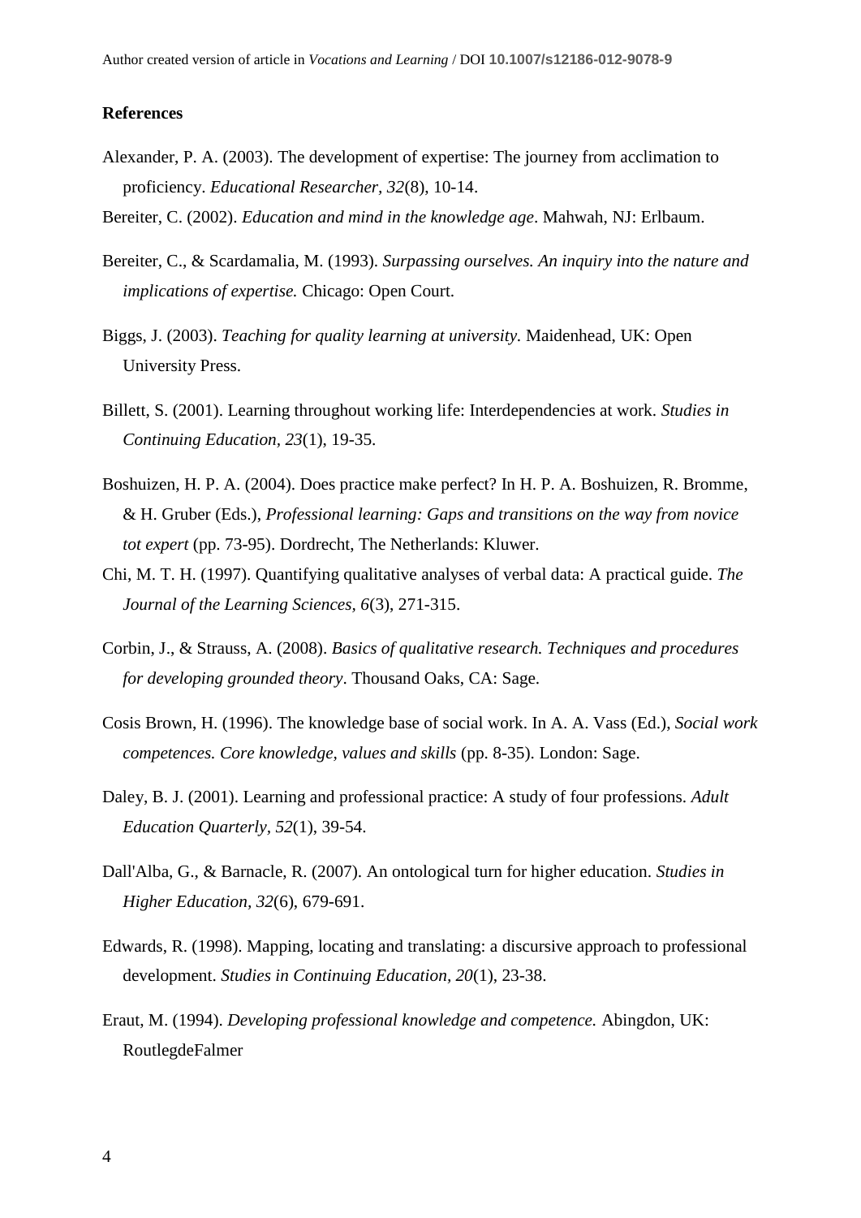**References**

Alexander, P. A. (2003). The development of expertise: The journey from acclimation to proficiency. *Educational Researcher, 32*(8), 10-14.

Bereiter, C. (2002). *Education and mind in the knowledge age*. Mahwah, NJ: Erlbaum.

Bereiter, C., & Scardamalia, M. (1993). *Surpassing ourselves. An inquiry into the nature and implications of expertise.* Chicago: Open Court.

Biggs, J. (2003). *Teaching for quality learning at university.* Maidenhead, UK: Open University Press.

Billett, S. (2001). Learning throughout working life: Interdependencies at work. *Studies in Continuing Education, 23*(1), 19-35.

Boshuizen, H. P. A. (2004). Does practice make perfect? In H. P. A. Boshuizen, R. Bromme, & H. Gruber (Eds.), *Professional learning: Gaps and transitions on the way from novice tot expert* (pp. 73-95). Dordrecht, The Netherlands: Kluwer.

Chi, M. T. H. (1997). Quantifying qualitative analyses of verbal data: A practical guide. *The Journal of the Learning Sciences, 6*(3), 271-315.

Corbin, J., & Strauss, A. (2008). *Basics of qualitative research. Techniques and procedures for developing grounded theory*. Thousand Oaks, CA: Sage.

Cosis Brown, H. (1996). The knowledge base of social work. In A. A. Vass (Ed.), *Social work competences. Core knowledge, values and skills* (pp. 8-35). London: Sage.

Daley, B. J. (2001). Learning and professional practice: A study of four professions. *Adult Education Quarterly, 52*(1), 39-54.

Dall'Alba, G., & Barnacle, R. (2007). An ontological turn for higher education. *Studies in Higher Education, 32*(6), 679-691.

Edwards, R. (1998). Mapping, locating and translating: a discursive approach to professional development. *Studies in Continuing Education, 20*(1), 23-38.

Eraut, M. (1994). *Developing professional knowledge and competence.* Abingdon, UK: RoutlegdeFalmer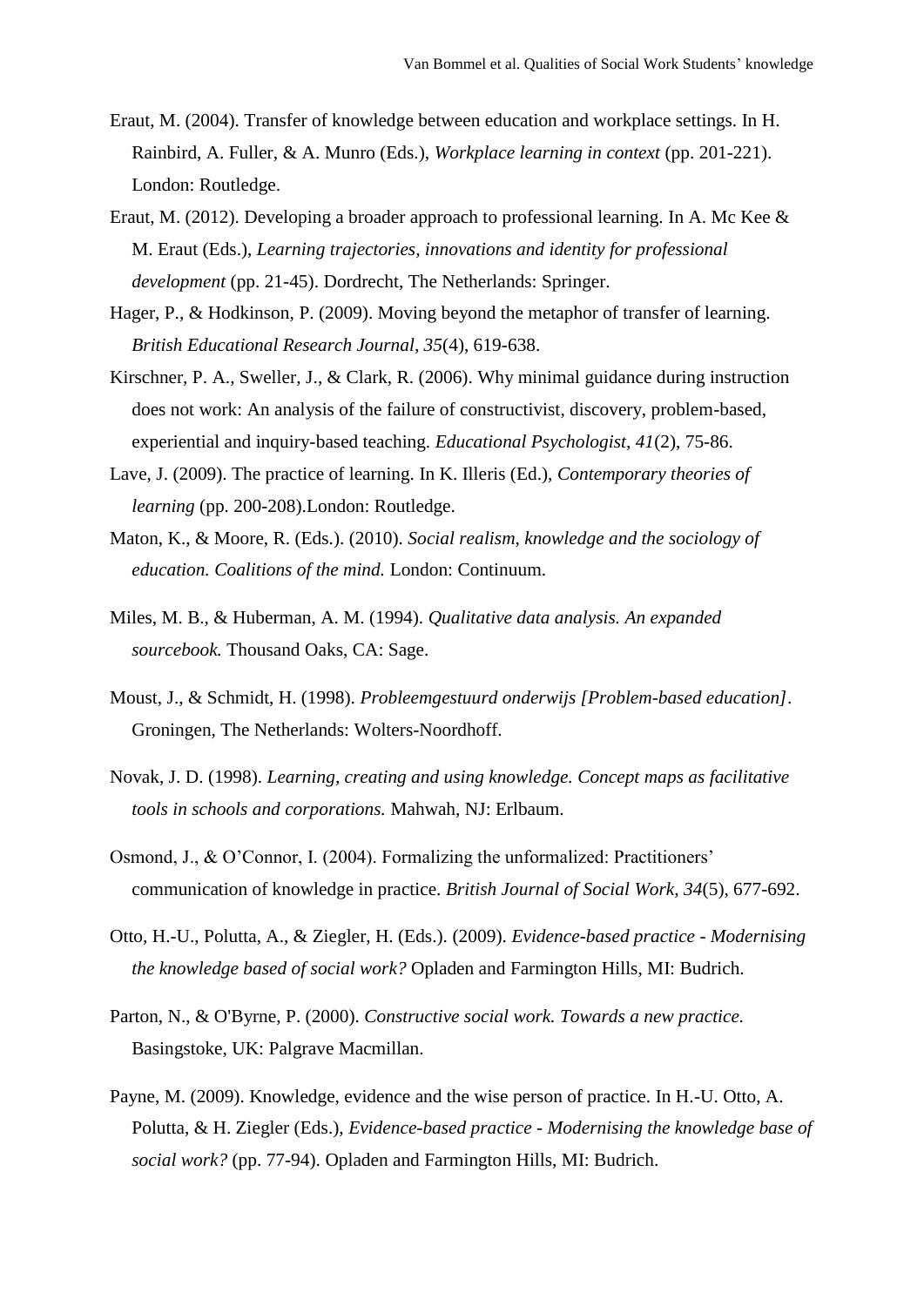Eraut, M. (2004). Transfer of knowledge between education and workplace settings. In H. Rainbird, A. Fuller, & A. Munro (Eds.), *Workplace learning in context* (pp. 201-221). London: Routledge.

Eraut, M. (2012). Developing a broader approach to professional learning. In A. Mc Kee & M. Eraut (Eds.), *Learning trajectories, innovations and identity for professional development* (pp. 21-45). Dordrecht, The Netherlands: Springer.

Hager, P., & Hodkinson, P. (2009). Moving beyond the metaphor of transfer of learning. *British Educational Research Journal, 35*(4), 619-638.

Kirschner, P. A., Sweller, J., & Clark, R. (2006). Why minimal guidance during instruction does not work: An analysis of the failure of constructivist, discovery, problem-based, experiential and inquiry-based teaching. *Educational Psychologist, 41*(2), 75-86.

Lave, J. (2009). The practice of learning. In K. Illeris (Ed.), *Contemporary theories of learning* (pp. 200-208).London: Routledge.

Maton, K., & Moore, R. (Eds.). (2010). *Social realism, knowledge and the sociology of education. Coalitions of the mind.* London: Continuum.

Miles, M. B., & Huberman, A. M. (1994). *Qualitative data analysis. An expanded sourcebook.* Thousand Oaks, CA: Sage.

Moust, J., & Schmidt, H. (1998). *Probleemgestuurd onderwijs [Problem-based education]*. Groningen, The Netherlands: Wolters-Noordhoff.

Novak, J. D. (1998). *Learning, creating and using knowledge. Concept maps as facilitative tools in schools and corporations.* Mahwah, NJ: Erlbaum.

Osmond, J., & O'Connor, I. (2004). Formalizing the unformalized: Practitioners' communication of knowledge in practice. *British Journal of Social Work, 34*(5), 677-692.

Otto, H.-U., Polutta, A., & Ziegler, H. (Eds.). (2009). *Evidence-based practice - Modernising the knowledge based of social work?* Opladen and Farmington Hills, MI: Budrich.

Parton, N., & O'Byrne, P. (2000). *Constructive social work. Towards a new practice.* Basingstoke, UK: Palgrave Macmillan.

Payne, M. (2009). Knowledge, evidence and the wise person of practice. In H.-U. Otto, A. Polutta, & H. Ziegler (Eds.), *Evidence-based practice - Modernising the knowledge base of social work?* (pp. 77-94). Opladen and Farmington Hills, MI: Budrich.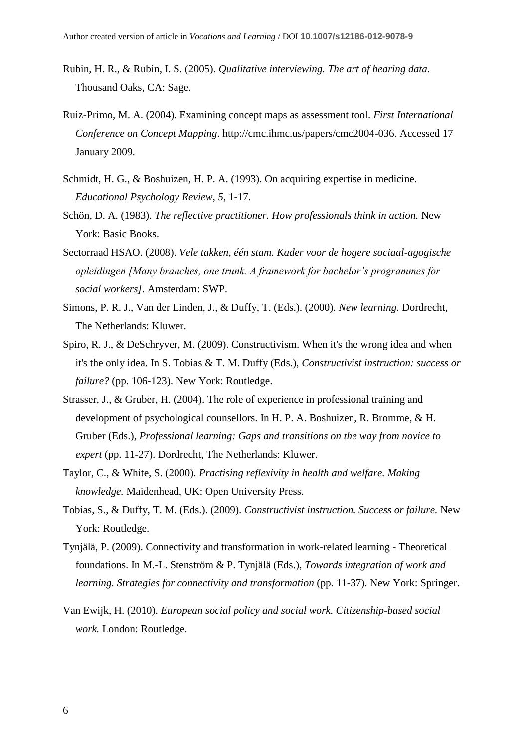Rubin, H. R., & Rubin, I. S. (2005). *Qualitative interviewing. The art of hearing data.* Thousand Oaks, CA: Sage.

Ruiz-Primo, M. A. (2004). Examining concept maps as assessment tool. *First International Conference on Concept Mapping*. http://cmc.ihmc.us/papers/cmc2004-036. Accessed 17 January 2009.

Schmidt, H. G., & Boshuizen, H. P. A. (1993). On acquiring expertise in medicine. *Educational Psychology Review*, *5*, 1-17.

Schön, D. A. (1983). *The reflective practitioner. How professionals think in action.* New York: Basic Books.

Sectorraad HSAO. (2008). *Vele takken, één stam. Kader voor de hogere sociaal-agogische opleidingen [Many branches, one trunk. A framework for bachelor's programmes for social workers]*. Amsterdam: SWP.

Simons, P. R. J., Van der Linden, J., & Duffy, T. (Eds.). (2000). *New learning.* Dordrecht, The Netherlands: Kluwer.

Spiro, R. J., & DeSchryver, M. (2009). Constructivism. When it's the wrong idea and when it's the only idea. In S. Tobias & T. M. Duffy (Eds.), *Constructivist instruction: success or failure?* (pp. 106-123). New York: Routledge.

Strasser, J., & Gruber, H. (2004). The role of experience in professional training and development of psychological counsellors. In H. P. A. Boshuizen, R. Bromme, & H. Gruber (Eds.), *Professional learning: Gaps and transitions on the way from novice to expert* (pp. 11-27). Dordrecht, The Netherlands: Kluwer.

Taylor, C., & White, S. (2000). *Practising reflexivity in health and welfare. Making knowledge.* Maidenhead, UK: Open University Press.

Tobias, S., & Duffy, T. M. (Eds.). (2009). *Constructivist instruction. Success or failure.* New York: Routledge.

Tynjälä, P. (2009). Connectivity and transformation in work-related learning - Theoretical foundations. In M.-L. Stenström & P. Tynjälä (Eds.), *Towards integration of work and learning. Strategies for connectivity and transformation* (pp. 11-37). New York: Springer.

Van Ewijk, H. (2010). *European social policy and social work. Citizenship-based social work.* London: Routledge.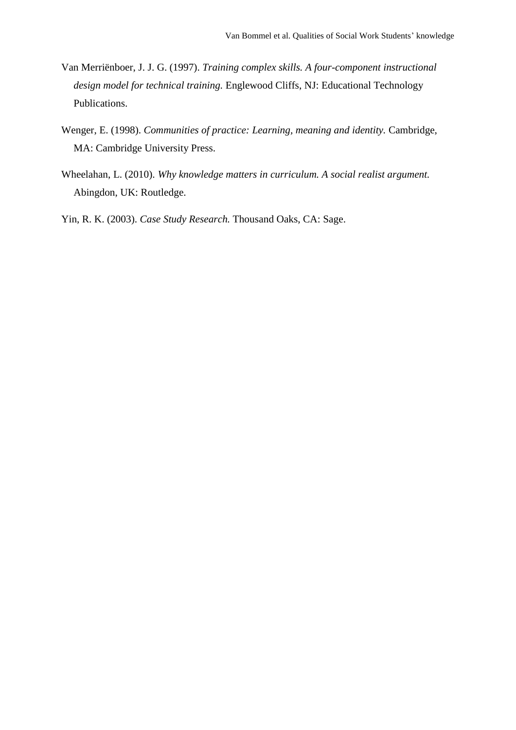Van Merriënboer, J. J. G. (1997). *Training complex skills. A four-component instructional design model for technical training.* Englewood Cliffs, NJ: Educational Technology Publications.

Wenger, E. (1998). *Communities of practice: Learning, meaning and identity.* Cambridge, MA: Cambridge University Press.

Wheelahan, L. (2010). *Why knowledge matters in curriculum. A social realist argument.* Abingdon, UK: Routledge.

Yin, R. K. (2003). *Case Study Research.* Thousand Oaks, CA: Sage.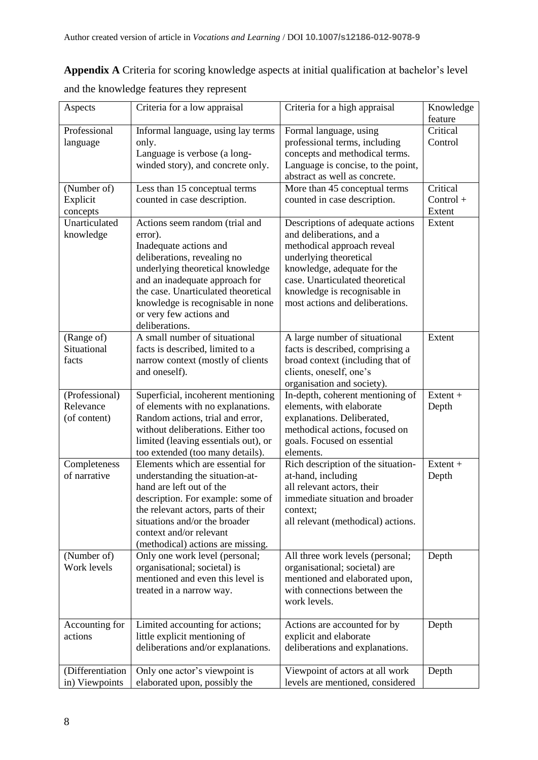**Appendix A** Criteria for scoring knowledge aspects at initial qualification at bachelor's level and the knowledge features they represent

| Aspects | Criteria for a low appraisal | Criteria for a high appraisal | Knowledge feature |
|---|---|---|---|
| Professional language | Informal language, using lay terms only. Language is verbose (a long-winded story), and concrete only. | Formal language, using professional terms, including concepts and methodical terms. Language is concise, to the point, abstract as well as concrete. | Critical Control |
| (Number of) Explicit concepts | Less than 15 conceptual terms counted in case description. | More than 45 conceptual terms counted in case description. | Critical Control + Extent |
| Unarticulated knowledge | Actions seem random (trial and error). Inadequate actions and deliberations, revealing no underlying theoretical knowledge and an inadequate approach for the case. Unarticulated theoretical knowledge is recognisable in none or very few actions and deliberations. | Descriptions of adequate actions and deliberations, and a methodical approach reveal underlying theoretical knowledge, adequate for the case. Unarticulated theoretical knowledge is recognisable in most actions and deliberations. | Extent |
| (Range of) Situational facts | A small number of situational facts is described, limited to a narrow context (mostly of clients and oneself). | A large number of situational facts is described, comprising a broad context (including that of clients, oneself, one's organisation and society). | Extent |
| (Professional) Relevance (of content) | Superficial, incoherent mentioning of elements with no explanations. Random actions, trial and error, without deliberations. Either too limited (leaving essentials out), or too extended (too many details). | In-depth, coherent mentioning of elements, with elaborate explanations. Deliberated, methodical actions, focused on goals. Focused on essential elements. | Extent + Depth |
| Completeness of narrative | Elements which are essential for understanding the situation-at-hand are left out of the description. For example: some of the relevant actors, parts of their situations and/or the broader context and/or relevant (methodical) actions are missing. | Rich description of the situation-at-hand, including all relevant actors, their immediate situation and broader context; all relevant (methodical) actions. | Extent + Depth |
| (Number of) Work levels | Only one work level (personal; organisational; societal) is mentioned and even this level is treated in a narrow way. | All three work levels (personal; organisational; societal) are mentioned and elaborated upon, with connections between the work levels. | Depth |
| Accounting for actions | Limited accounting for actions; little explicit mentioning of deliberations and/or explanations. | Actions are accounted for by explicit and elaborate deliberations and explanations. | Depth |
| (Differentiation in) Viewpoints | Only one actor's viewpoint is elaborated upon, possibly the | Viewpoint of actors at all work levels are mentioned, considered | Depth |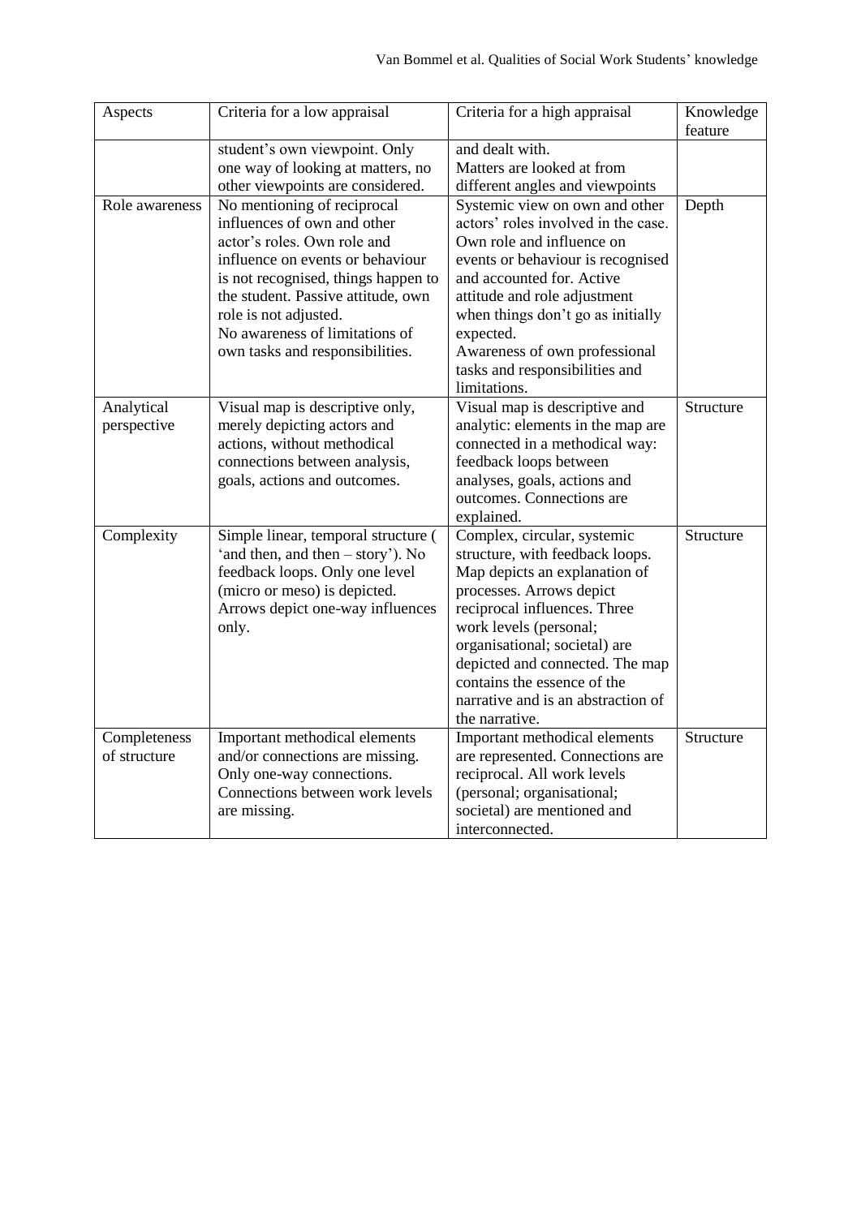| Aspects | Criteria for a low appraisal | Criteria for a high appraisal | Knowledge feature |
|---|---|---|---|
| | student's own viewpoint. Only one way of looking at matters, no other viewpoints are considered. | and dealt with. Matters are looked at from different angles and viewpoints | |
| Role awareness | No mentioning of reciprocal influences of own and other actor's roles. Own role and influence on events or behaviour is not recognised, things happen to the student. Passive attitude, own role is not adjusted. No awareness of limitations of own tasks and responsibilities. | Systemic view on own and other actors' roles involved in the case. Own role and influence on events or behaviour is recognised and accounted for. Active attitude and role adjustment when things don't go as initially expected. Awareness of own professional tasks and responsibilities and limitations. | Depth |
| Analytical perspective | Visual map is descriptive only, merely depicting actors and actions, without methodical connections between analysis, goals, actions and outcomes. | Visual map is descriptive and analytic: elements in the map are connected in a methodical way: feedback loops between analyses, goals, actions and outcomes. Connections are explained. | Structure |
| Complexity | Simple linear, temporal structure ( 'and then, and then – story'). No feedback loops. Only one level (micro or meso) is depicted. Arrows depict one-way influences only. | Complex, circular, systemic structure, with feedback loops. Map depicts an explanation of processes. Arrows depict reciprocal influences. Three work levels (personal; organisational; societal) are depicted and connected. The map contains the essence of the narrative and is an abstraction of the narrative. | Structure |
| Completeness of structure | Important methodical elements and/or connections are missing. Only one-way connections. Connections between work levels are missing. | Important methodical elements are represented. Connections are reciprocal. All work levels (personal; organisational; societal) are mentioned and interconnected. | Structure |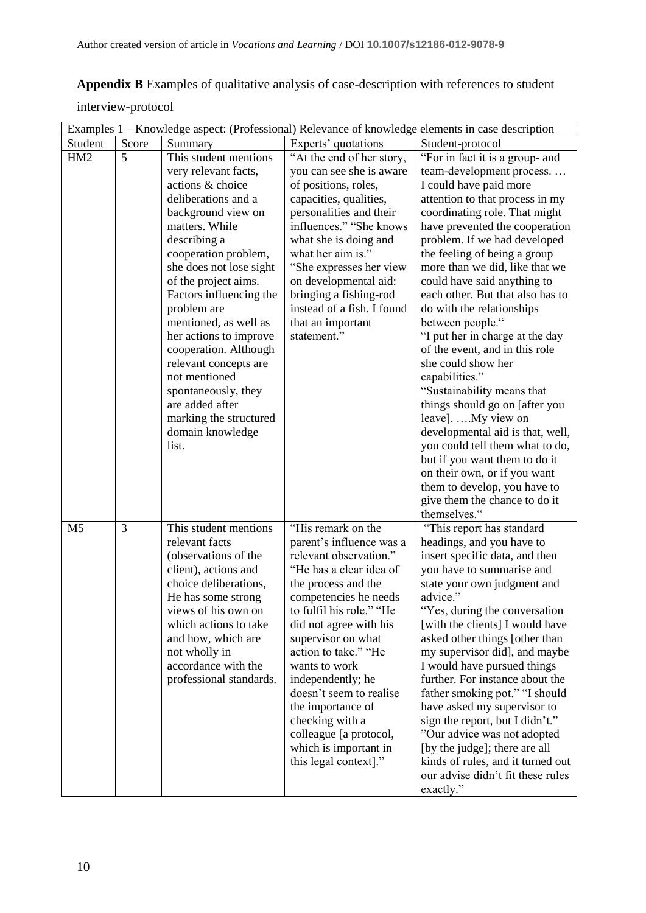**Appendix B** Examples of qualitative analysis of case-description with references to student interview-protocol

| Examples 1 – Knowledge aspect: (Professional) Relevance of knowledge elements in case description | | | | |
|---|---|---|---|---|
| Student | Score | Summary | Experts' quotations | Student-protocol |
| HM2 | 5 | This student mentions very relevant facts, actions & choice deliberations and a background view on matters. While describing a cooperation problem, she does not lose sight of the project aims. Factors influencing the problem are mentioned, as well as her actions to improve cooperation. Although relevant concepts are not mentioned spontaneously, they are added after marking the structured domain knowledge list. | "At the end of her story, you can see she is aware of positions, roles, capacities, qualities, personalities and their influences." "She knows what she is doing and what her aim is." "She expresses her view on developmental aid: bringing a fishing-rod instead of a fish. I found that an important statement." | "For in fact it is a group- and team-development process. … I could have paid more attention to that process in my coordinating role. That might have prevented the cooperation problem. If we had developed the feeling of being a group more than we did, like that we could have said anything to each other. But that also has to do with the relationships between people." "I put her in charge at the day of the event, and in this role she could show her capabilities." "Sustainability means that things should go on [after you leave]. ….My view on developmental aid is that, well, you could tell them what to do, but if you want them to do it on their own, or if you want them to develop, you have to give them the chance to do it themselves." |
| M5 | 3 | This student mentions relevant facts (observations of the client), actions and choice deliberations, He has some strong views of his own on which actions to take and how, which are not wholly in accordance with the professional standards. | "His remark on the parent's influence was a relevant observation." "He has a clear idea of the process and the competencies he needs to fulfil his role." "He did not agree with his supervisor on what action to take." "He wants to work independently; he doesn't seem to realise the importance of checking with a colleague [a protocol, which is important in this legal context]." | "This report has standard headings, and you have to insert specific data, and then you have to summarise and state your own judgment and advice." "Yes, during the conversation [with the clients] I would have asked other things [other than my supervisor did], and maybe I would have pursued things further. For instance about the father smoking pot." "I should have asked my supervisor to sign the report, but I didn't." "Our advice was not adopted [by the judge]; there are all kinds of rules, and it turned out our advise didn't fit these rules exactly." |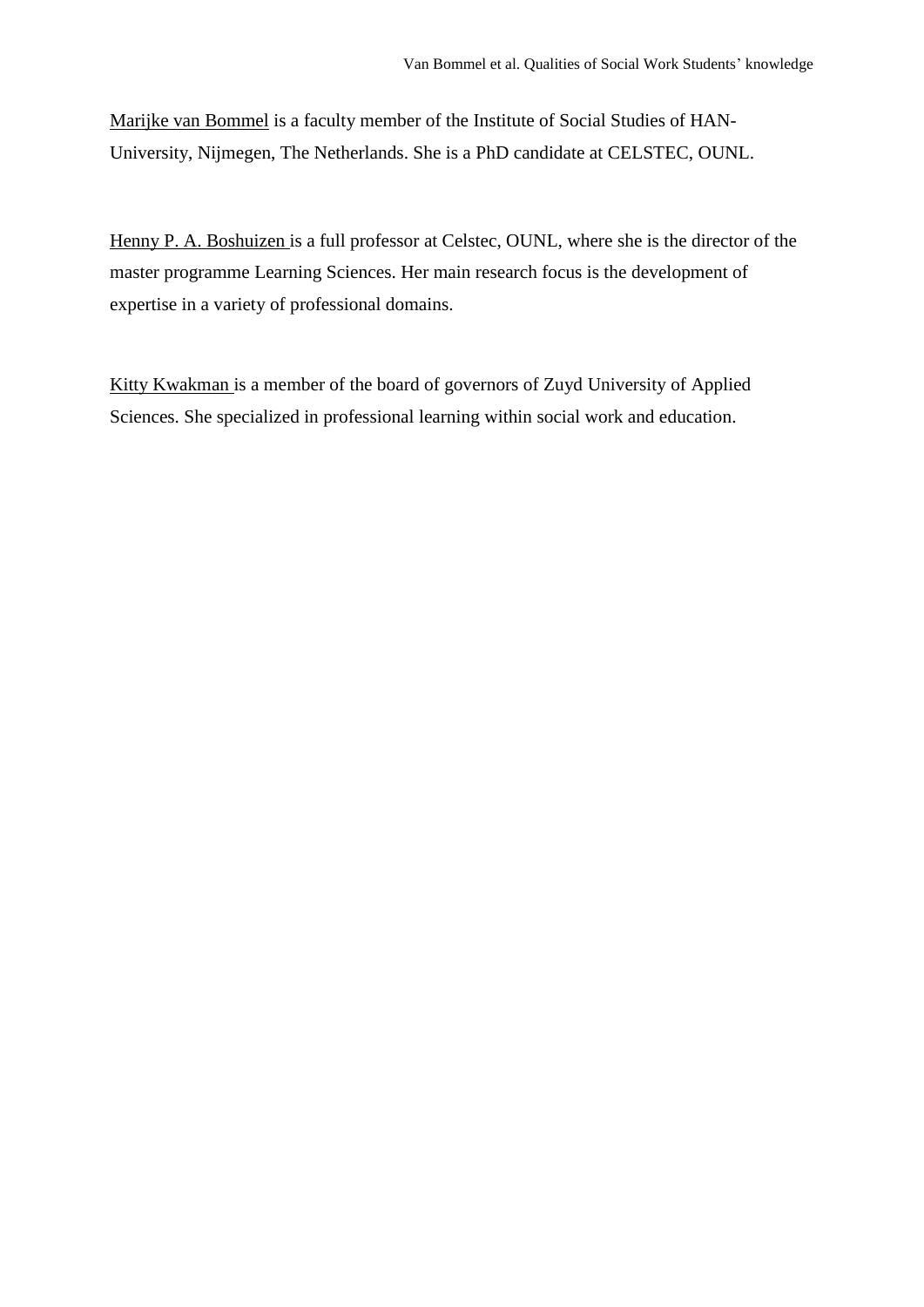Marijke van Bommel is a faculty member of the Institute of Social Studies of HAN-University, Nijmegen, The Netherlands. She is a PhD candidate at CELSTEC, OUNL.

Henny P. A. Boshuizen is a full professor at Celstec, OUNL, where she is the director of the master programme Learning Sciences. Her main research focus is the development of expertise in a variety of professional domains.

Kitty Kwakman is a member of the board of governors of Zuyd University of Applied Sciences. She specialized in professional learning within social work and education.